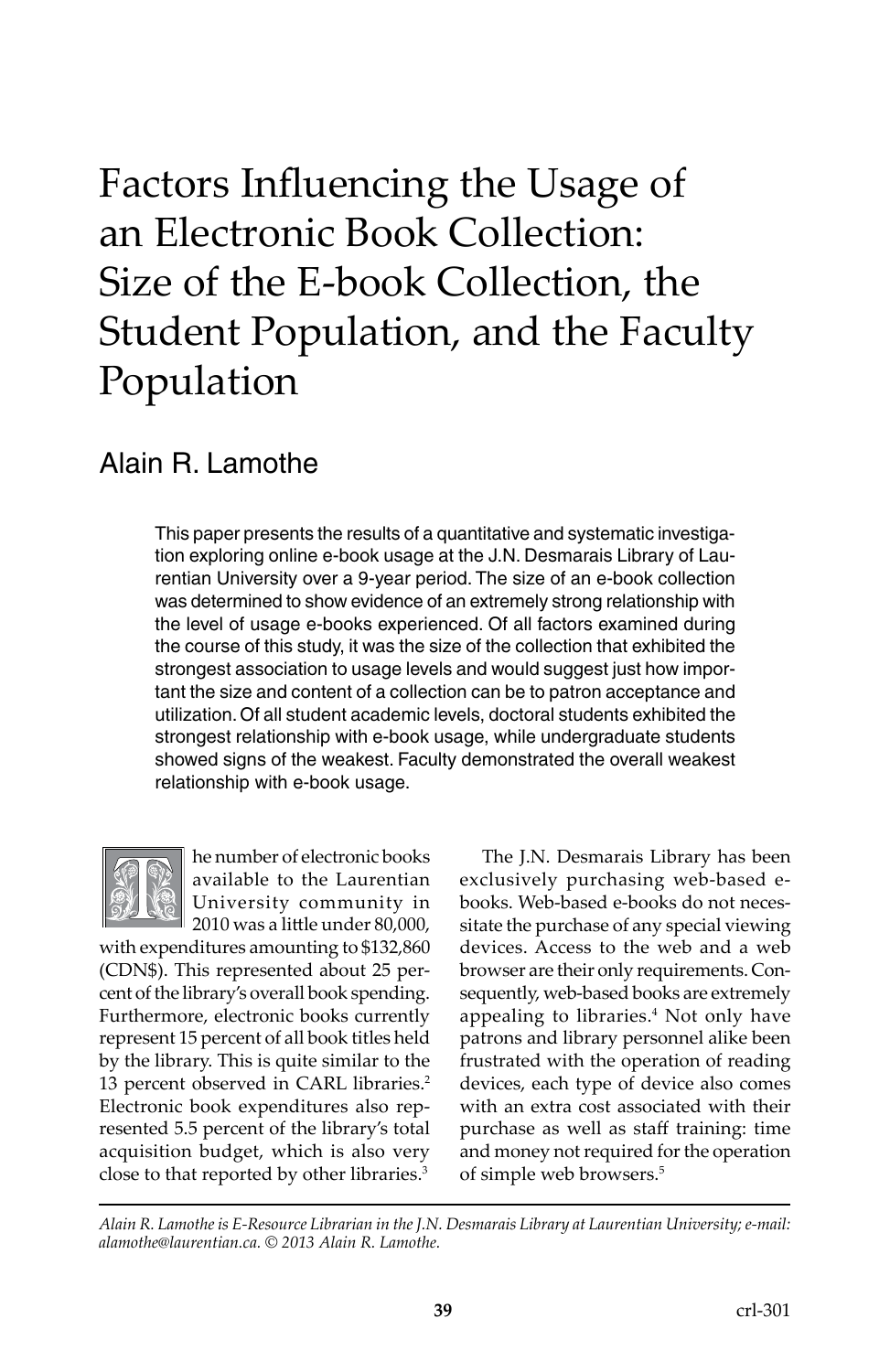# Factors Influencing the Usage of an Electronic Book Collection: Size of the E-book Collection, the Student Population, and the Faculty Population

## Alain R. Lamothe

This paper presents the results of a quantitative and systematic investigation exploring online e-book usage at the J.N. Desmarais Library of Laurentian University over a 9-year period. The size of an e-book collection was determined to show evidence of an extremely strong relationship with the level of usage e-books experienced. Of all factors examined during the course of this study, it was the size of the collection that exhibited the strongest association to usage levels and would suggest just how important the size and content of a collection can be to patron acceptance and utilization. Of all student academic levels, doctoral students exhibited the strongest relationship with e-book usage, while undergraduate students showed signs of the weakest. Faculty demonstrated the overall weakest relationship with e-book usage.

The number of electronic books available to the Laurentian University community in 2010 was a little under 80,000, with expenditures amounting to $132,860 (CDN$). This represented about 25 percent of the library's overall book spending. Furthermore, electronic books currently represent 15 percent of all book titles held by the library. This is quite similar to the 13 percent observed in CARL libraries.[2] Electronic book expenditures also represented 5.5 percent of the library's total acquisition budget, which is also very close to that reported by other libraries.[3]

The J.N. Desmarais Library has been exclusively purchasing web-based e-books. Web-based e-books do not necessitate the purchase of any special viewing devices. Access to the web and a web browser are their only requirements. Consequently, web-based books are extremely appealing to libraries.[4] Not only have patrons and library personnel alike been frustrated with the operation of reading devices, each type of device also comes with an extra cost associated with their purchase as well as staff training: time and money not required for the operation of simple web browsers.[5]

*Alain R. Lamothe is E-Resource Librarian in the J.N. Desmarais Library at Laurentian University; e-mail: alamothe@laurentian.ca. © 2013 Alain R. Lamothe.*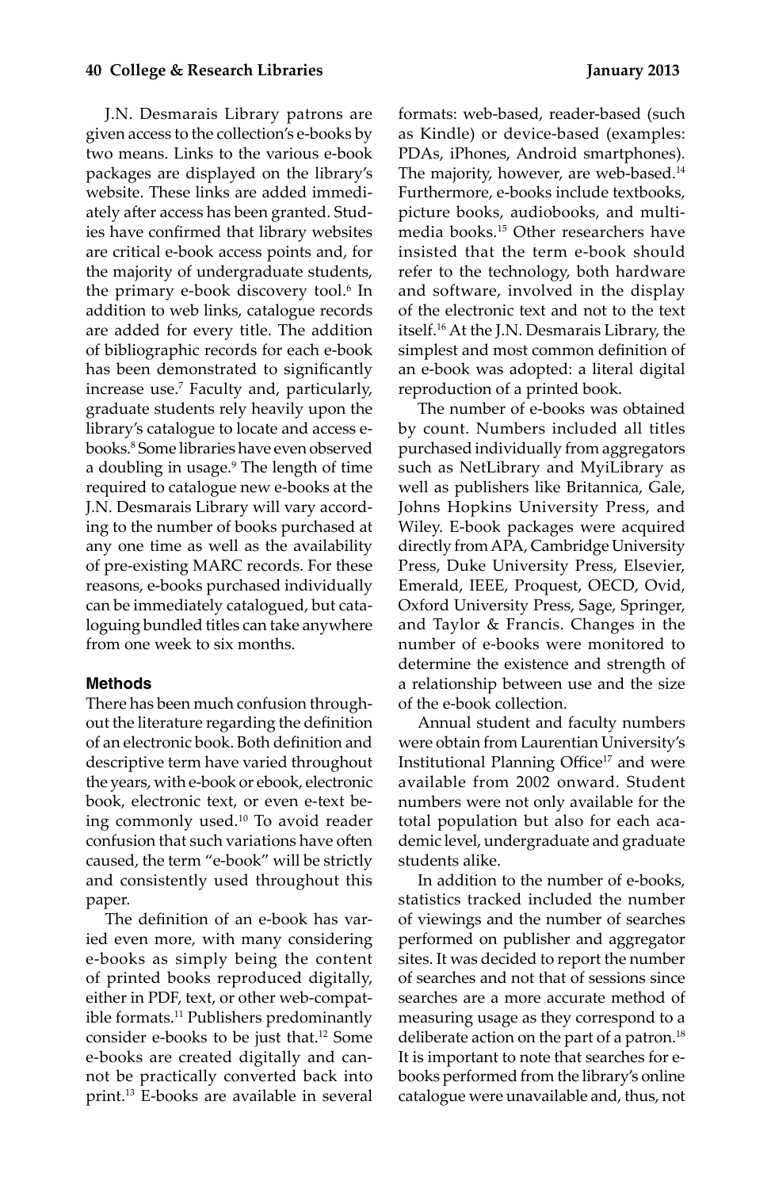J.N. Desmarais Library patrons are given access to the collection's e-books by two means. Links to the various e-book packages are displayed on the library's website. These links are added immediately after access has been granted. Studies have confirmed that library websites are critical e-book access points and, for the majority of undergraduate students, the primary e-book discovery tool.[6] In addition to web links, catalogue records are added for every title. The addition of bibliographic records for each e-book has been demonstrated to significantly increase use.[7] Faculty and, particularly, graduate students rely heavily upon the library's catalogue to locate and access e-books.[8] Some libraries have even observed a doubling in usage.[9] The length of time required to catalogue new e-books at the J.N. Desmarais Library will vary according to the number of books purchased at any one time as well as the availability of pre-existing MARC records. For these reasons, e-books purchased individually can be immediately catalogued, but cataloguing bundled titles can take anywhere from one week to six months.

### Methods

There has been much confusion throughout the literature regarding the definition of an electronic book. Both definition and descriptive term have varied throughout the years, with e-book or ebook, electronic book, electronic text, or even e-text being commonly used.[10] To avoid reader confusion that such variations have often caused, the term "e-book" will be strictly and consistently used throughout this paper.

The definition of an e-book has varied even more, with many considering e-books as simply being the content of printed books reproduced digitally, either in PDF, text, or other web-compatible formats.[11] Publishers predominantly consider e-books to be just that.[12] Some e-books are created digitally and cannot be practically converted back into print.[13] E-books are available in several formats: web-based, reader-based (such as Kindle) or device-based (examples: PDAs, iPhones, Android smartphones). The majority, however, are web-based.[14] Furthermore, e-books include textbooks, picture books, audiobooks, and multimedia books.[15] Other researchers have insisted that the term e-book should refer to the technology, both hardware and software, involved in the display of the electronic text and not to the text itself.[16] At the J.N. Desmarais Library, the simplest and most common definition of an e-book was adopted: a literal digital reproduction of a printed book.

The number of e-books was obtained by count. Numbers included all titles purchased individually from aggregators such as NetLibrary and MyiLibrary as well as publishers like Britannica, Gale, Johns Hopkins University Press, and Wiley. E-book packages were acquired directly from APA, Cambridge University Press, Duke University Press, Elsevier, Emerald, IEEE, Proquest, OECD, Ovid, Oxford University Press, Sage, Springer, and Taylor & Francis. Changes in the number of e-books were monitored to determine the existence and strength of a relationship between use and the size of the e-book collection.

Annual student and faculty numbers were obtain from Laurentian University's Institutional Planning Office[17] and were available from 2002 onward. Student numbers were not only available for the total population but also for each academic level, undergraduate and graduate students alike.

In addition to the number of e-books, statistics tracked included the number of viewings and the number of searches performed on publisher and aggregator sites. It was decided to report the number of searches and not that of sessions since searches are a more accurate method of measuring usage as they correspond to a deliberate action on the part of a patron.[18] It is important to note that searches for e-books performed from the library's online catalogue were unavailable and, thus, not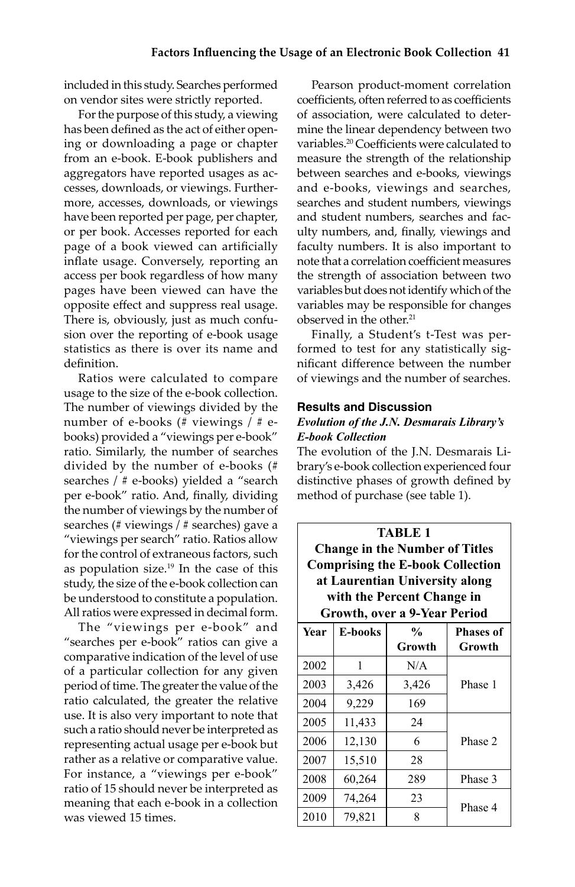included in this study. Searches performed on vendor sites were strictly reported.

For the purpose of this study, a viewing has been defined as the act of either opening or downloading a page or chapter from an e-book. E-book publishers and aggregators have reported usages as accesses, downloads, or viewings. Furthermore, accesses, downloads, or viewings have been reported per page, per chapter, or per book. Accesses reported for each page of a book viewed can artificially inflate usage. Conversely, reporting an access per book regardless of how many pages have been viewed can have the opposite effect and suppress real usage. There is, obviously, just as much confusion over the reporting of e-book usage statistics as there is over its name and definition.

Ratios were calculated to compare usage to the size of the e-book collection. The number of viewings divided by the number of e-books (# viewings / # e-books) provided a "viewings per e-book" ratio. Similarly, the number of searches divided by the number of e-books (# searches / # e-books) yielded a "search per e-book" ratio. And, finally, dividing the number of viewings by the number of searches (# viewings / # searches) gave a "viewings per search" ratio. Ratios allow for the control of extraneous factors, such as population size.[19] In the case of this study, the size of the e-book collection can be understood to constitute a population. All ratios were expressed in decimal form.

The "viewings per e-book" and "searches per e-book" ratios can give a comparative indication of the level of use of a particular collection for any given period of time. The greater the value of the ratio calculated, the greater the relative use. It is also very important to note that such a ratio should never be interpreted as representing actual usage per e-book but rather as a relative or comparative value. For instance, a "viewings per e-book" ratio of 15 should never be interpreted as meaning that each e-book in a collection was viewed 15 times.

Pearson product-moment correlation coefficients, often referred to as coefficients of association, were calculated to determine the linear dependency between two variables.[20] Coefficients were calculated to measure the strength of the relationship between searches and e-books, viewings and e-books, viewings and searches, searches and student numbers, viewings and student numbers, searches and faculty numbers, and, finally, viewings and faculty numbers. It is also important to note that a correlation coefficient measures the strength of association between two variables but does not identify which of the variables may be responsible for changes observed in the other.[21]

Finally, a Student's t-Test was performed to test for any statistically significant difference between the number of viewings and the number of searches.

## Results and Discussion

### *Evolution of the J.N. Desmarais Library's E-book Collection*

The evolution of the J.N. Desmarais Library's e-book collection experienced four distinctive phases of growth defined by method of purchase (see table 1).

**TABLE 1**
**Change in the Number of Titles Comprising the E-book Collection at Laurentian University along with the Percent Change in Growth, over a 9-Year Period**

| Year | E-books | % Growth | Phases of Growth |
|---|---|---|---|
| 2002 | 1 | N/A | Phase 1 |
| 2003 | 3,426 | 3,426 | |
| 2004 | 9,229 | 169 | |
| 2005 | 11,433 | 24 | Phase 2 |
| 2006 | 12,130 | 6 | |
| 2007 | 15,510 | 28 | |
| 2008 | 60,264 | 289 | Phase 3 |
| 2009 | 74,264 | 23 | Phase 4 |
| 2010 | 79,821 | 8 | |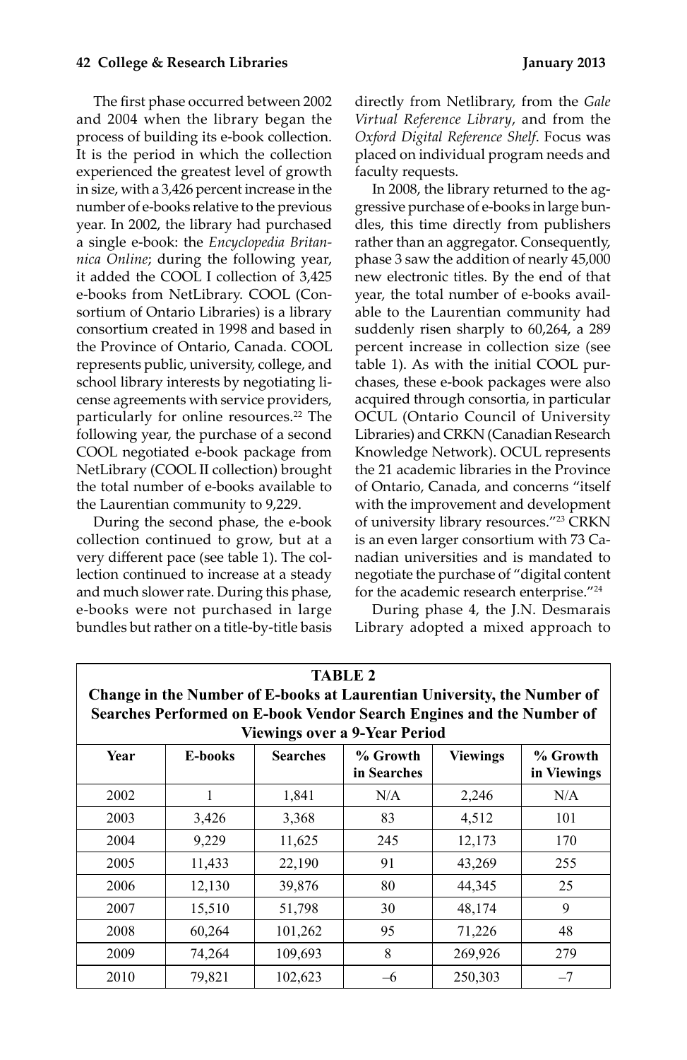The first phase occurred between 2002 and 2004 when the library began the process of building its e-book collection. It is the period in which the collection experienced the greatest level of growth in size, with a 3,426 percent increase in the number of e-books relative to the previous year. In 2002, the library had purchased a single e-book: the *Encyclopedia Britannica Online*; during the following year, it added the COOL I collection of 3,425 e-books from NetLibrary. COOL (Consortium of Ontario Libraries) is a library consortium created in 1998 and based in the Province of Ontario, Canada. COOL represents public, university, college, and school library interests by negotiating license agreements with service providers, particularly for online resources.[22] The following year, the purchase of a second COOL negotiated e-book package from NetLibrary (COOL II collection) brought the total number of e-books available to the Laurentian community to 9,229.

During the second phase, the e-book collection continued to grow, but at a very different pace (see table 1). The collection continued to increase at a steady and much slower rate. During this phase, e-books were not purchased in large bundles but rather on a title-by-title basis directly from Netlibrary, from the *Gale Virtual Reference Library*, and from the *Oxford Digital Reference Shelf*. Focus was placed on individual program needs and faculty requests.

In 2008, the library returned to the aggressive purchase of e-books in large bundles, this time directly from publishers rather than an aggregator. Consequently, phase 3 saw the addition of nearly 45,000 new electronic titles. By the end of that year, the total number of e-books available to the Laurentian community had suddenly risen sharply to 60,264, a 289 percent increase in collection size (see table 1). As with the initial COOL purchases, these e-book packages were also acquired through consortia, in particular OCUL (Ontario Council of University Libraries) and CRKN (Canadian Research Knowledge Network). OCUL represents the 21 academic libraries in the Province of Ontario, Canada, and concerns "itself with the improvement and development of university library resources."[23] CRKN is an even larger consortium with 73 Canadian universities and is mandated to negotiate the purchase of "digital content for the academic research enterprise."[24]

During phase 4, the J.N. Desmarais Library adopted a mixed approach to

**TABLE 2**
**Change in the Number of E-books at Laurentian University, the Number of Searches Performed on E-book Vendor Search Engines and the Number of Viewings over a 9-Year Period**

| Year | E-books | Searches | % Growth in Searches | Viewings | % Growth in Viewings |
|---|---|---|---|---|---|
| 2002 | 1 | 1,841 | N/A | 2,246 | N/A |
| 2003 | 3,426 | 3,368 | 83 | 4,512 | 101 |
| 2004 | 9,229 | 11,625 | 245 | 12,173 | 170 |
| 2005 | 11,433 | 22,190 | 91 | 43,269 | 255 |
| 2006 | 12,130 | 39,876 | 80 | 44,345 | 25 |
| 2007 | 15,510 | 51,798 | 30 | 48,174 | 9 |
| 2008 | 60,264 | 101,262 | 95 | 71,226 | 48 |
| 2009 | 74,264 | 109,693 | 8 | 269,926 | 279 |
| 2010 | 79,821 | 102,623 | –6 | 250,303 | –7 |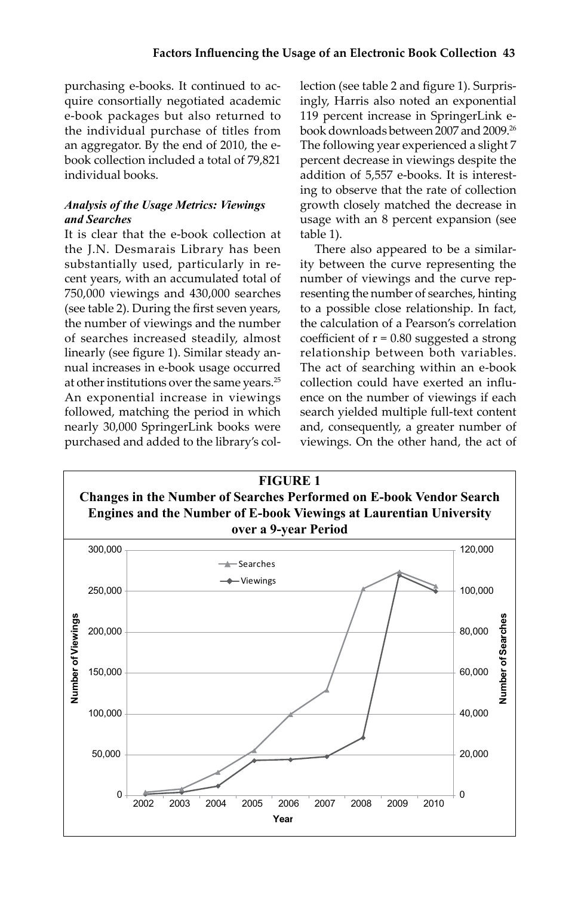purchasing e-books. It continued to acquire consortially negotiated academic e-book packages but also returned to the individual purchase of titles from an aggregator. By the end of 2010, the e-book collection included a total of 79,821 individual books.

### *Analysis of the Usage Metrics: Viewings and Searches*

It is clear that the e-book collection at the J.N. Desmarais Library has been substantially used, particularly in recent years, with an accumulated total of 750,000 viewings and 430,000 searches (see table 2). During the first seven years, the number of viewings and the number of searches increased steadily, almost linearly (see figure 1). Similar steady annual increases in e-book usage occurred at other institutions over the same years.[25] An exponential increase in viewings followed, matching the period in which nearly 30,000 SpringerLink books were purchased and added to the library's collection (see table 2 and figure 1). Surprisingly, Harris also noted an exponential 119 percent increase in SpringerLink e-book downloads between 2007 and 2009.[26] The following year experienced a slight 7 percent decrease in viewings despite the addition of 5,557 e-books. It is interesting to observe that the rate of collection growth closely matched the decrease in usage with an 8 percent expansion (see table 1).

There also appeared to be a similarity between the curve representing the number of viewings and the curve representing the number of searches, hinting to a possible close relationship. In fact, the calculation of a Pearson's correlation coefficient of $r = 0.80$ suggested a strong relationship between both variables. The act of searching within an e-book collection could have exerted an influence on the number of viewings if each search yielded multiple full-text content and, consequently, a greater number of viewings. On the other hand, the act of

**FIGURE 1**
**Changes in the Number of Searches Performed on E-book Vendor Search Engines and the Number of E-book Viewings at Laurentian University over a 9-year Period**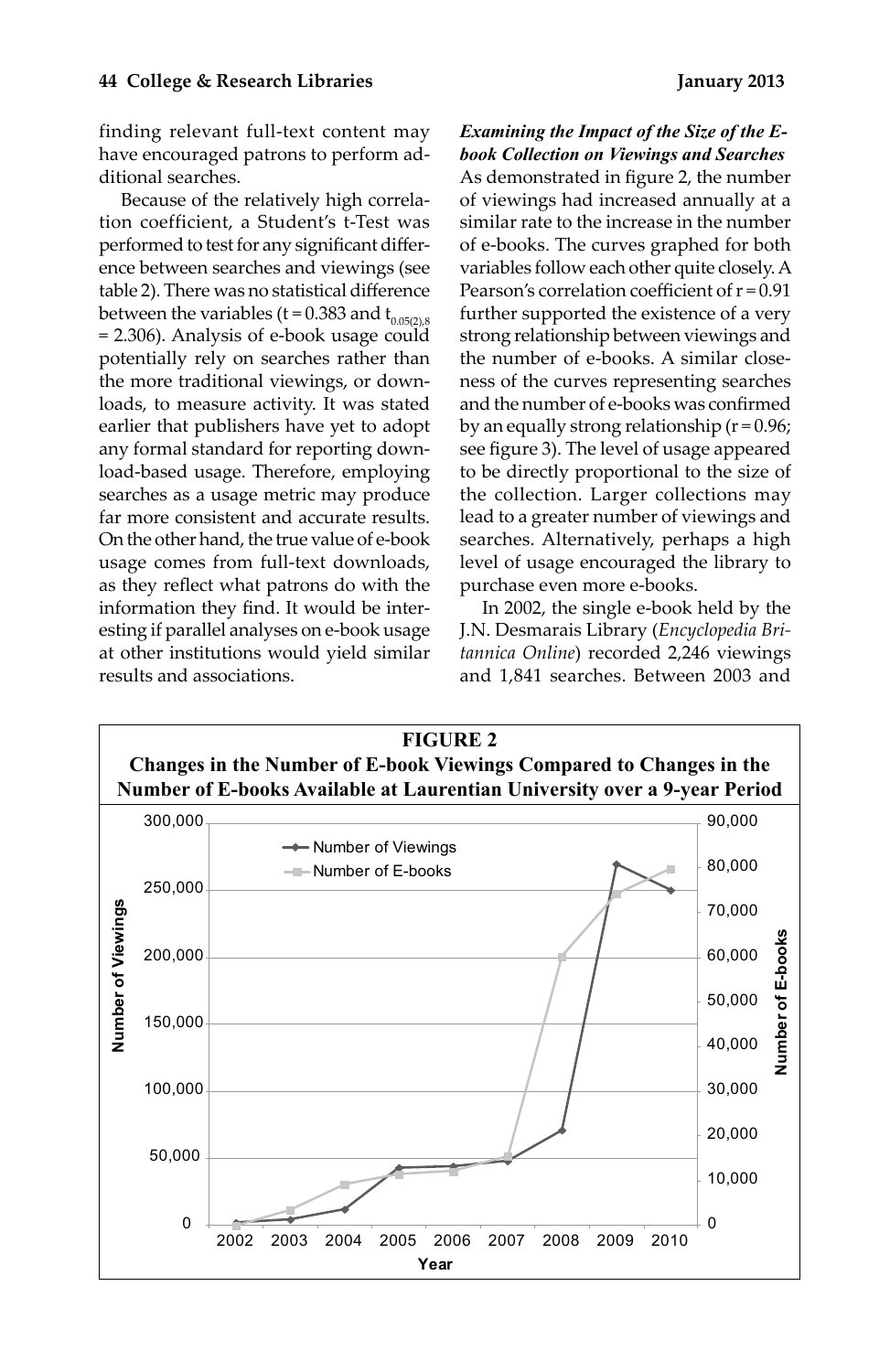finding relevant full-text content may have encouraged patrons to perform additional searches.

Because of the relatively high correlation coefficient, a Student's t-Test was performed to test for any significant difference between searches and viewings (see table 2). There was no statistical difference between the variables ($t = 0.383$ and $t_{0.05(2),8} = 2.306$). Analysis of e-book usage could potentially rely on searches rather than the more traditional viewings, or downloads, to measure activity. It was stated earlier that publishers have yet to adopt any formal standard for reporting download-based usage. Therefore, employing searches as a usage metric may produce far more consistent and accurate results. On the other hand, the true value of e-book usage comes from full-text downloads, as they reflect what patrons do with the information they find. It would be interesting if parallel analyses on e-book usage at other institutions would yield similar results and associations.

***Examining the Impact of the Size of the E-book Collection on Viewings and Searches***

As demonstrated in figure 2, the number of viewings had increased annually at a similar rate to the increase in the number of e-books. The curves graphed for both variables follow each other quite closely. A Pearson's correlation coefficient of $r = 0.91$ further supported the existence of a very strong relationship between viewings and the number of e-books. A similar closeness of the curves representing searches and the number of e-books was confirmed by an equally strong relationship ($r = 0.96$; see figure 3). The level of usage appeared to be directly proportional to the size of the collection. Larger collections may lead to a greater number of viewings and searches. Alternatively, perhaps a high level of usage encouraged the library to purchase even more e-books.

In 2002, the single e-book held by the J.N. Desmarais Library (*Encyclopedia Britannica Online*) recorded 2,246 viewings and 1,841 searches. Between 2003 and

**FIGURE 2**
**Changes in the Number of E-book Viewings Compared to Changes in the Number of E-books Available at Laurentian University over a 9-year Period**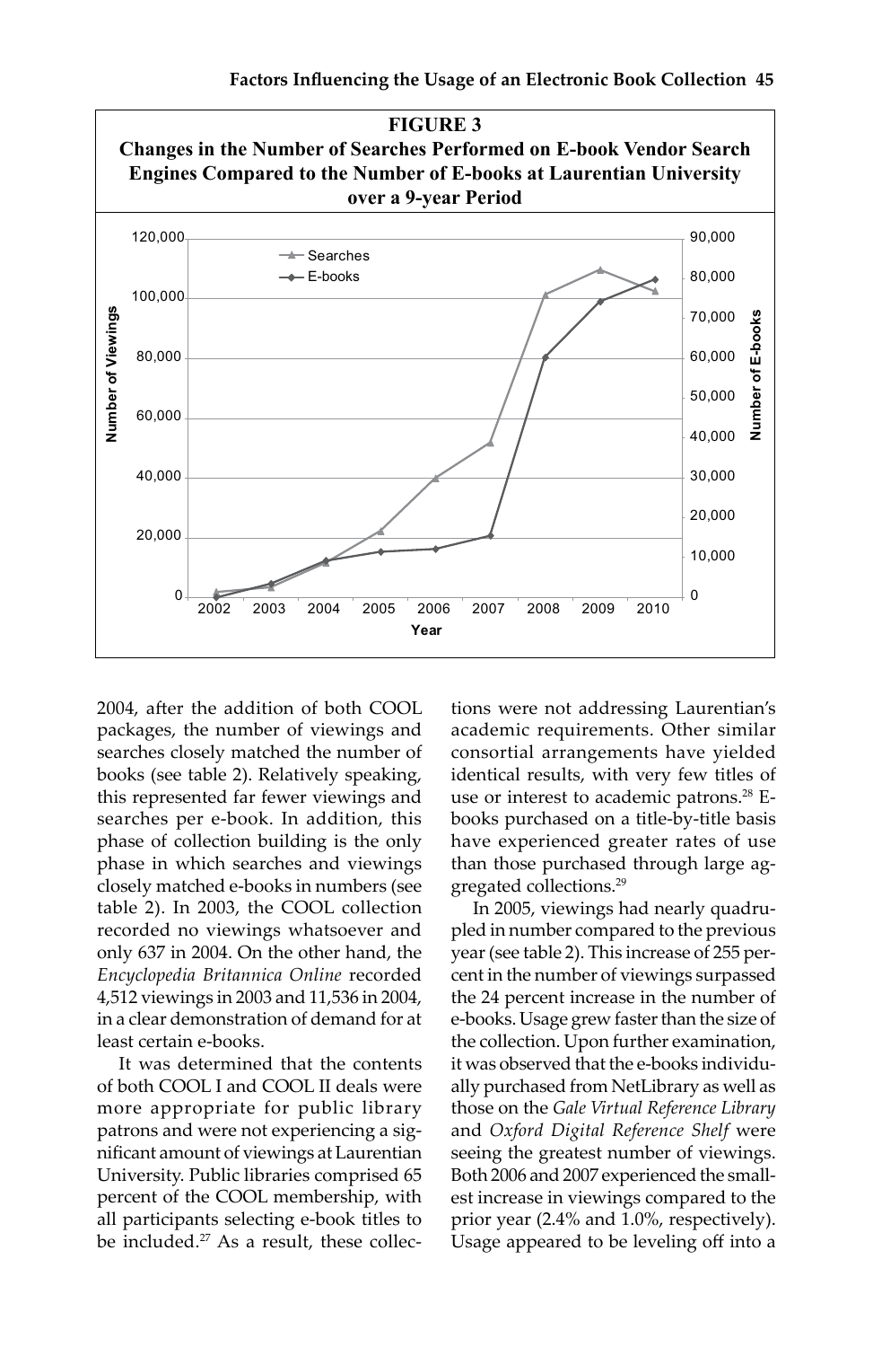**FIGURE 3**

**Changes in the Number of Searches Performed on E-book Vendor Search Engines Compared to the Number of E-books at Laurentian University over a 9-year Period**

2004, after the addition of both COOL packages, the number of viewings and searches closely matched the number of books (see table 2). Relatively speaking, this represented far fewer viewings and searches per e-book. In addition, this phase of collection building is the only phase in which searches and viewings closely matched e-books in numbers (see table 2). In 2003, the COOL collection recorded no viewings whatsoever and only 637 in 2004. On the other hand, the *Encyclopedia Britannica Online* recorded 4,512 viewings in 2003 and 11,536 in 2004, in a clear demonstration of demand for at least certain e-books.

It was determined that the contents of both COOL I and COOL II deals were more appropriate for public library patrons and were not experiencing a significant amount of viewings at Laurentian University. Public libraries comprised 65 percent of the COOL membership, with all participants selecting e-book titles to be included.[27] As a result, these collections were not addressing Laurentian's academic requirements. Other similar consortial arrangements have yielded identical results, with very few titles of use or interest to academic patrons.[28] E-books purchased on a title-by-title basis have experienced greater rates of use than those purchased through large aggregated collections.[29]

In 2005, viewings had nearly quadrupled in number compared to the previous year (see table 2). This increase of 255 percent in the number of viewings surpassed the 24 percent increase in the number of e-books. Usage grew faster than the size of the collection. Upon further examination, it was observed that the e-books individually purchased from NetLibrary as well as those on the *Gale Virtual Reference Library* and *Oxford Digital Reference Shelf* were seeing the greatest number of viewings. Both 2006 and 2007 experienced the smallest increase in viewings compared to the prior year (2.4% and 1.0%, respectively). Usage appeared to be leveling off into a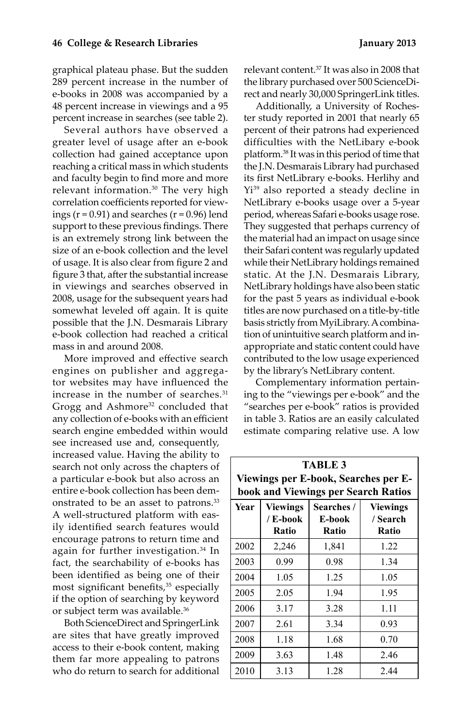graphical plateau phase. But the sudden 289 percent increase in the number of e-books in 2008 was accompanied by a 48 percent increase in viewings and a 95 percent increase in searches (see table 2).

Several authors have observed a greater level of usage after an e-book collection had gained acceptance upon reaching a critical mass in which students and faculty begin to find more and more relevant information.[30] The very high correlation coefficients reported for viewings ($r = 0.91$) and searches ($r = 0.96$) lend support to these previous findings. There is an extremely strong link between the size of an e-book collection and the level of usage. It is also clear from figure 2 and figure 3 that, after the substantial increase in viewings and searches observed in 2008, usage for the subsequent years had somewhat leveled off again. It is quite possible that the J.N. Desmarais Library e-book collection had reached a critical mass in and around 2008.

More improved and effective search engines on publisher and aggregator websites may have influenced the increase in the number of searches.[31] Grogg and Ashmore[32] concluded that any collection of e-books with an efficient search engine embedded within would see increased use and, consequently, increased value. Having the ability to search not only across the chapters of a particular e-book but also across an entire e-book collection has been demonstrated to be an asset to patrons.[33] A well-structured platform with easily identified search features would encourage patrons to return time and again for further investigation.[34] In fact, the searchability of e-books has been identified as being one of their most significant benefits,[35] especially if the option of searching by keyword or subject term was available.[36]

Both ScienceDirect and SpringerLink are sites that have greatly improved access to their e-book content, making them far more appealing to patrons who do return to search for additional relevant content.[37] It was also in 2008 that the library purchased over 500 ScienceDirect and nearly 30,000 SpringerLink titles.

Additionally, a University of Rochester study reported in 2001 that nearly 65 percent of their patrons had experienced difficulties with the NetLibary e-book platform.[38] It was in this period of time that the J.N. Desmarais Library had purchased its first NetLibrary e-books. Herlihy and Yi[39] also reported a steady decline in NetLibrary e-books usage over a 5-year period, whereas Safari e-books usage rose. They suggested that perhaps currency of the material had an impact on usage since their Safari content was regularly updated while their NetLibrary holdings remained static. At the J.N. Desmarais Library, NetLibrary holdings have also been static for the past 5 years as individual e-book titles are now purchased on a title-by-title basis strictly from MyiLibrary. A combination of unintuitive search platform and inappropriate and static content could have contributed to the low usage experienced by the library's NetLibrary content.

Complementary information pertaining to the "viewings per e-book" and the "searches per e-book" ratios is provided in table 3. Ratios are an easily calculated estimate comparing relative use. A low

**TABLE 3**
**Viewings per E-book, Searches per E-book and Viewings per Search Ratios**

| Year | Viewings / E-book Ratio | Searches / E-book Ratio | Viewings / Search Ratio |
|---|---|---|---|
| 2002 | 2,246 | 1,841 | 1.22 |
| 2003 | 0.99 | 0.98 | 1.34 |
| 2004 | 1.05 | 1.25 | 1.05 |
| 2005 | 2.05 | 1.94 | 1.95 |
| 2006 | 3.17 | 3.28 | 1.11 |
| 2007 | 2.61 | 3.34 | 0.93 |
| 2008 | 1.18 | 1.68 | 0.70 |
| 2009 | 3.63 | 1.48 | 2.46 |
| 2010 | 3.13 | 1.28 | 2.44 |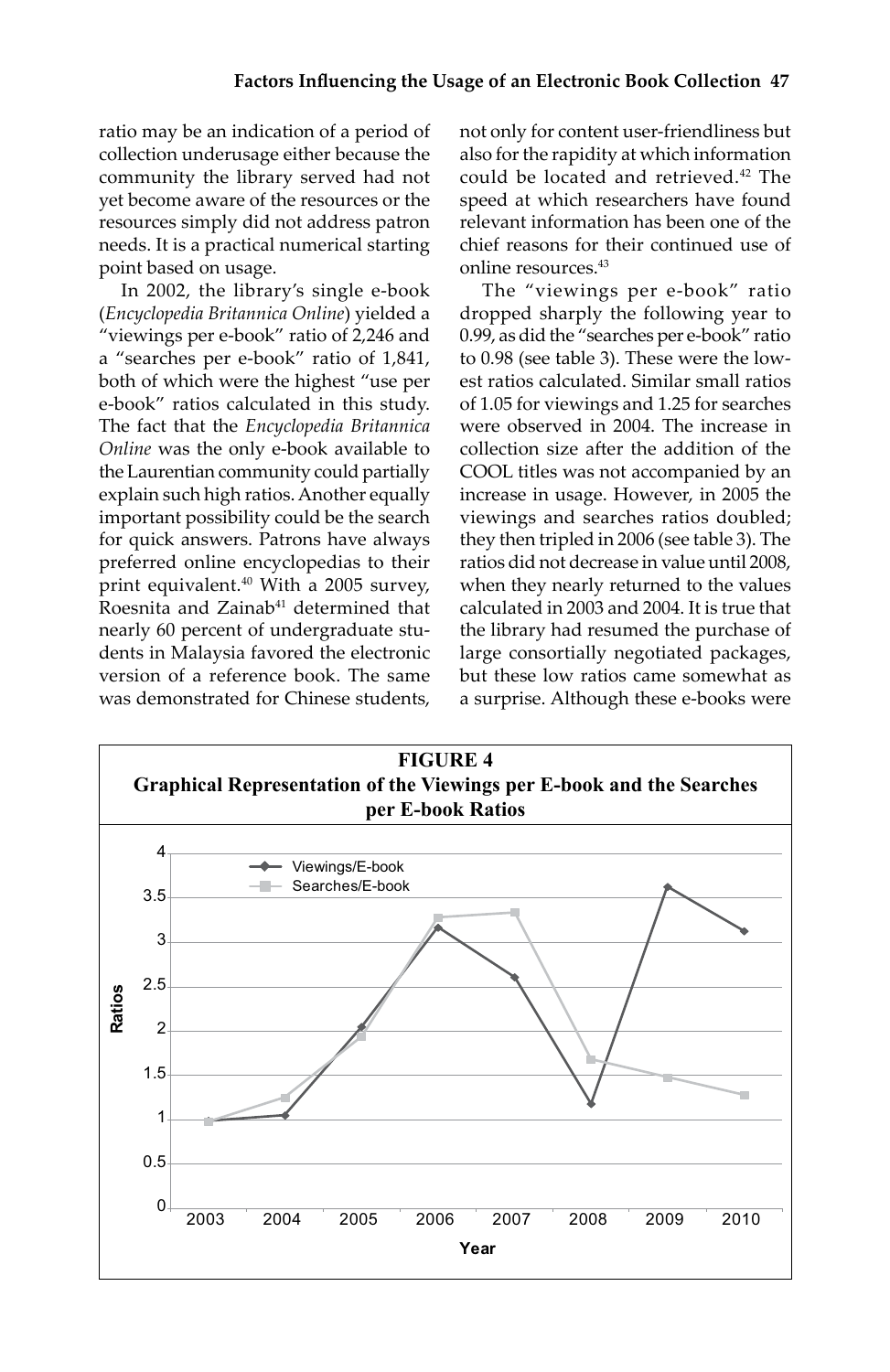ratio may be an indication of a period of collection underusage either because the community the library served had not yet become aware of the resources or the resources simply did not address patron needs. It is a practical numerical starting point based on usage.

In 2002, the library's single e-book (*Encyclopedia Britannica Online*) yielded a "viewings per e-book" ratio of 2,246 and a "searches per e-book" ratio of 1,841, both of which were the highest "use per e-book" ratios calculated in this study. The fact that the *Encyclopedia Britannica Online* was the only e-book available to the Laurentian community could partially explain such high ratios. Another equally important possibility could be the search for quick answers. Patrons have always preferred online encyclopedias to their print equivalent.[40] With a 2005 survey, Roesnita and Zainab[41] determined that nearly 60 percent of undergraduate students in Malaysia favored the electronic version of a reference book. The same was demonstrated for Chinese students, not only for content user-friendliness but also for the rapidity at which information could be located and retrieved.[42] The speed at which researchers have found relevant information has been one of the chief reasons for their continued use of online resources.[43]

The "viewings per e-book" ratio dropped sharply the following year to 0.99, as did the "searches per e-book" ratio to 0.98 (see table 3). These were the lowest ratios calculated. Similar small ratios of 1.05 for viewings and 1.25 for searches were observed in 2004. The increase in collection size after the addition of the COOL titles was not accompanied by an increase in usage. However, in 2005 the viewings and searches ratios doubled; they then tripled in 2006 (see table 3). The ratios did not decrease in value until 2008, when they nearly returned to the values calculated in 2003 and 2004. It is true that the library had resumed the purchase of large consortially negotiated packages, but these low ratios came somewhat as a surprise. Although these e-books were

**FIGURE 4**
**Graphical Representation of the Viewings per E-book and the Searches per E-book Ratios**

| Year | Viewings/E-book | Searches/E-book |
|---|---|---|
| 2003 | 0.99 | 0.98 |
| 2004 | 1.05 | 1.25 |
| 2005 | ~2.05 | ~1.94 |
| 2006 | ~3.17 | ~3.28 |
| 2007 | ~2.61 | ~3.33 |
| 2008 | ~1.18 | ~1.68 |
| 2009 | ~3.62 | ~1.48 |
| 2010 | ~3.13 | ~1.28 |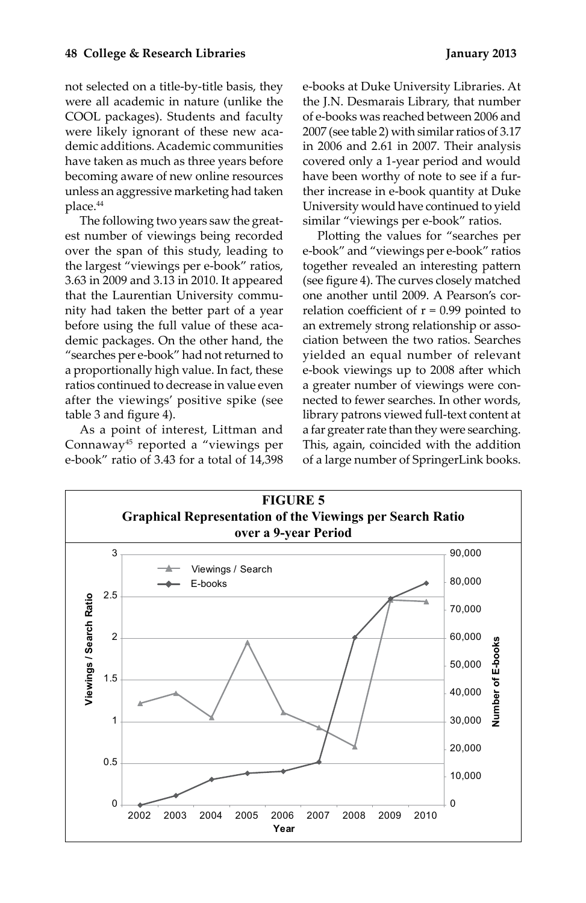not selected on a title-by-title basis, they were all academic in nature (unlike the COOL packages). Students and faculty were likely ignorant of these new academic additions. Academic communities have taken as much as three years before becoming aware of new online resources unless an aggressive marketing had taken place.[44]

The following two years saw the greatest number of viewings being recorded over the span of this study, leading to the largest "viewings per e-book" ratios, 3.63 in 2009 and 3.13 in 2010. It appeared that the Laurentian University community had taken the better part of a year before using the full value of these academic packages. On the other hand, the "searches per e-book" had not returned to a proportionally high value. In fact, these ratios continued to decrease in value even after the viewings' positive spike (see table 3 and figure 4).

As a point of interest, Littman and Connaway[45] reported a "viewings per e-book" ratio of 3.43 for a total of 14,398 e-books at Duke University Libraries. At the J.N. Desmarais Library, that number of e-books was reached between 2006 and 2007 (see table 2) with similar ratios of 3.17 in 2006 and 2.61 in 2007. Their analysis covered only a 1-year period and would have been worthy of note to see if a further increase in e-book quantity at Duke University would have continued to yield similar "viewings per e-book" ratios.

Plotting the values for "searches per e-book" and "viewings per e-book" ratios together revealed an interesting pattern (see figure 4). The curves closely matched one another until 2009. A Pearson's correlation coefficient of $r = 0.99$ pointed to an extremely strong relationship or association between the two ratios. Searches yielded an equal number of relevant e-book viewings up to 2008 after which a greater number of viewings were connected to fewer searches. In other words, library patrons viewed full-text content at a far greater rate than they were searching. This, again, coincided with the addition of a large number of SpringerLink books.

**FIGURE 5**
**Graphical Representation of the Viewings per Search Ratio over a 9-year Period**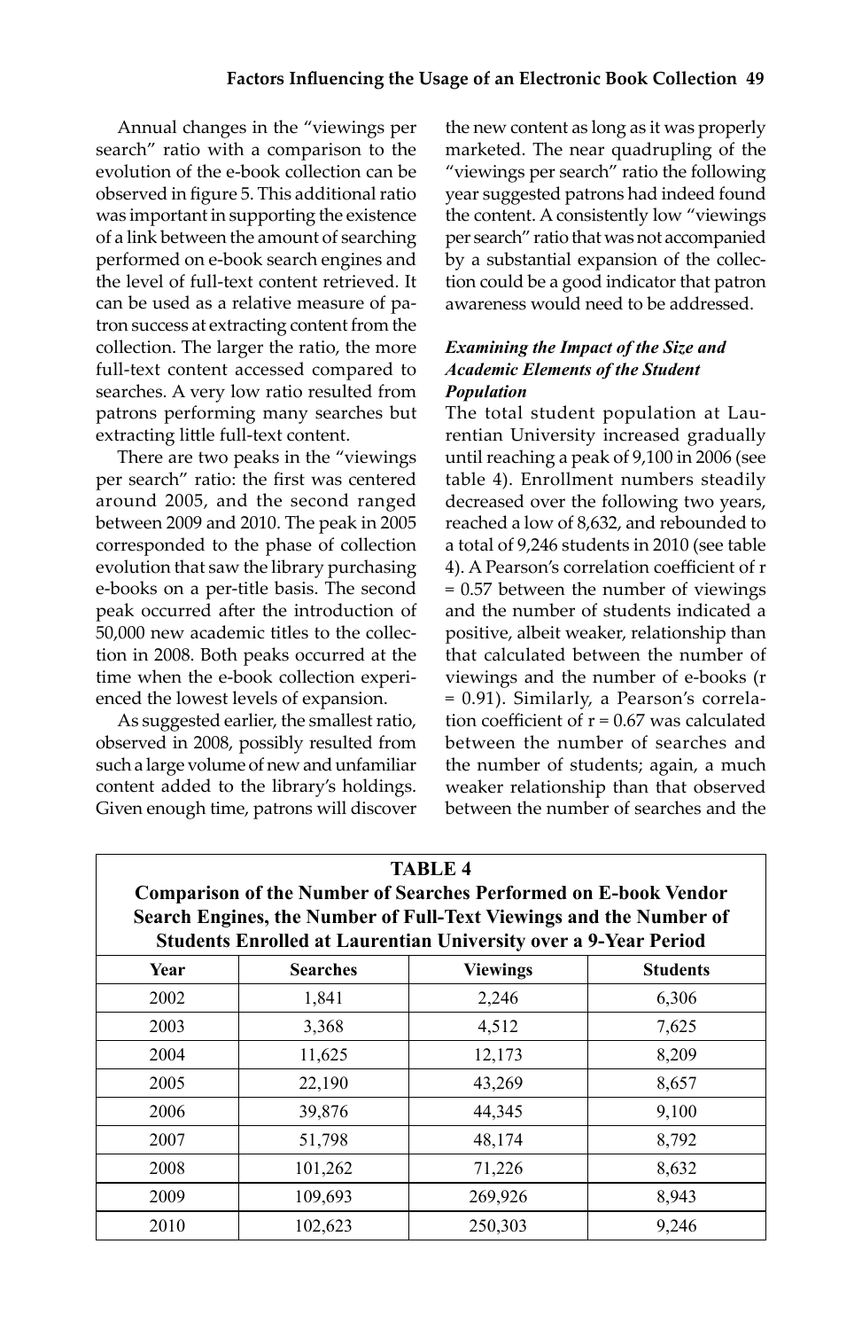Annual changes in the "viewings per search" ratio with a comparison to the evolution of the e-book collection can be observed in figure 5. This additional ratio was important in supporting the existence of a link between the amount of searching performed on e-book search engines and the level of full-text content retrieved. It can be used as a relative measure of patron success at extracting content from the collection. The larger the ratio, the more full-text content accessed compared to searches. A very low ratio resulted from patrons performing many searches but extracting little full-text content.

There are two peaks in the "viewings per search" ratio: the first was centered around 2005, and the second ranged between 2009 and 2010. The peak in 2005 corresponded to the phase of collection evolution that saw the library purchasing e-books on a per-title basis. The second peak occurred after the introduction of 50,000 new academic titles to the collection in 2008. Both peaks occurred at the time when the e-book collection experienced the lowest levels of expansion.

As suggested earlier, the smallest ratio, observed in 2008, possibly resulted from such a large volume of new and unfamiliar content added to the library's holdings. Given enough time, patrons will discover the new content as long as it was properly marketed. The near quadrupling of the "viewings per search" ratio the following year suggested patrons had indeed found the content. A consistently low "viewings per search" ratio that was not accompanied by a substantial expansion of the collection could be a good indicator that patron awareness would need to be addressed.

### *Examining the Impact of the Size and Academic Elements of the Student Population*

The total student population at Laurentian University increased gradually until reaching a peak of 9,100 in 2006 (see table 4). Enrollment numbers steadily decreased over the following two years, reached a low of 8,632, and rebounded to a total of 9,246 students in 2010 (see table 4). A Pearson's correlation coefficient of $r = 0.57$ between the number of viewings and the number of students indicated a positive, albeit weaker, relationship than that calculated between the number of viewings and the number of e-books ($r = 0.91$). Similarly, a Pearson's correlation coefficient of $r = 0.67$ was calculated between the number of searches and the number of students; again, a much weaker relationship than that observed between the number of searches and the

**TABLE 4**
**Comparison of the Number of Searches Performed on E-book Vendor Search Engines, the Number of Full-Text Viewings and the Number of Students Enrolled at Laurentian University over a 9-Year Period**

| Year | Searches | Viewings | Students |
|---|---|---|---|
| 2002 | 1,841 | 2,246 | 6,306 |
| 2003 | 3,368 | 4,512 | 7,625 |
| 2004 | 11,625 | 12,173 | 8,209 |
| 2005 | 22,190 | 43,269 | 8,657 |
| 2006 | 39,876 | 44,345 | 9,100 |
| 2007 | 51,798 | 48,174 | 8,792 |
| 2008 | 101,262 | 71,226 | 8,632 |
| 2009 | 109,693 | 269,926 | 8,943 |
| 2010 | 102,623 | 250,303 | 9,246 |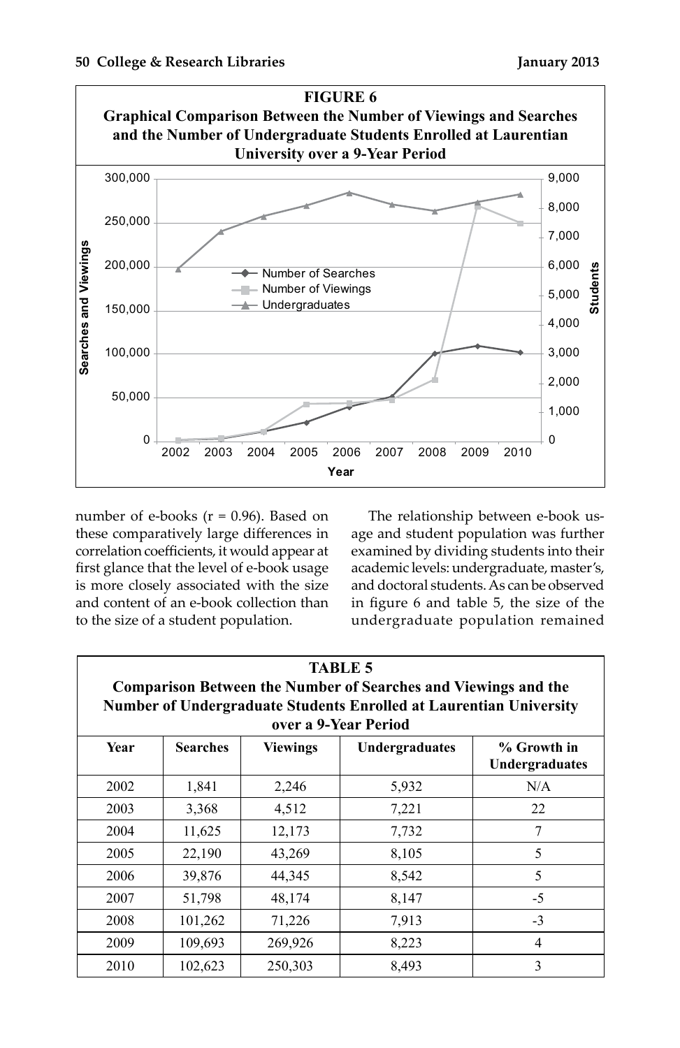**FIGURE 6**
**Graphical Comparison Between the Number of Viewings and Searches and the Number of Undergraduate Students Enrolled at Laurentian University over a 9-Year Period**

number of e-books (r = 0.96). Based on these comparatively large differences in correlation coefficients, it would appear at first glance that the level of e-book usage is more closely associated with the size and content of an e-book collection than to the size of a student population.

The relationship between e-book usage and student population was further examined by dividing students into their academic levels: undergraduate, master's, and doctoral students. As can be observed in figure 6 and table 5, the size of the undergraduate population remained

**TABLE 5**
**Comparison Between the Number of Searches and Viewings and the Number of Undergraduate Students Enrolled at Laurentian University over a 9-Year Period**

| Year | Searches | Viewings | Undergraduates | % Growth in Undergraduates |
|---|---|---|---|---|
| 2002 | 1,841 | 2,246 | 5,932 | N/A |
| 2003 | 3,368 | 4,512 | 7,221 | 22 |
| 2004 | 11,625 | 12,173 | 7,732 | 7 |
| 2005 | 22,190 | 43,269 | 8,105 | 5 |
| 2006 | 39,876 | 44,345 | 8,542 | 5 |
| 2007 | 51,798 | 48,174 | 8,147 | -5 |
| 2008 | 101,262 | 71,226 | 7,913 | -3 |
| 2009 | 109,693 | 269,926 | 8,223 | 4 |
| 2010 | 102,623 | 250,303 | 8,493 | 3 |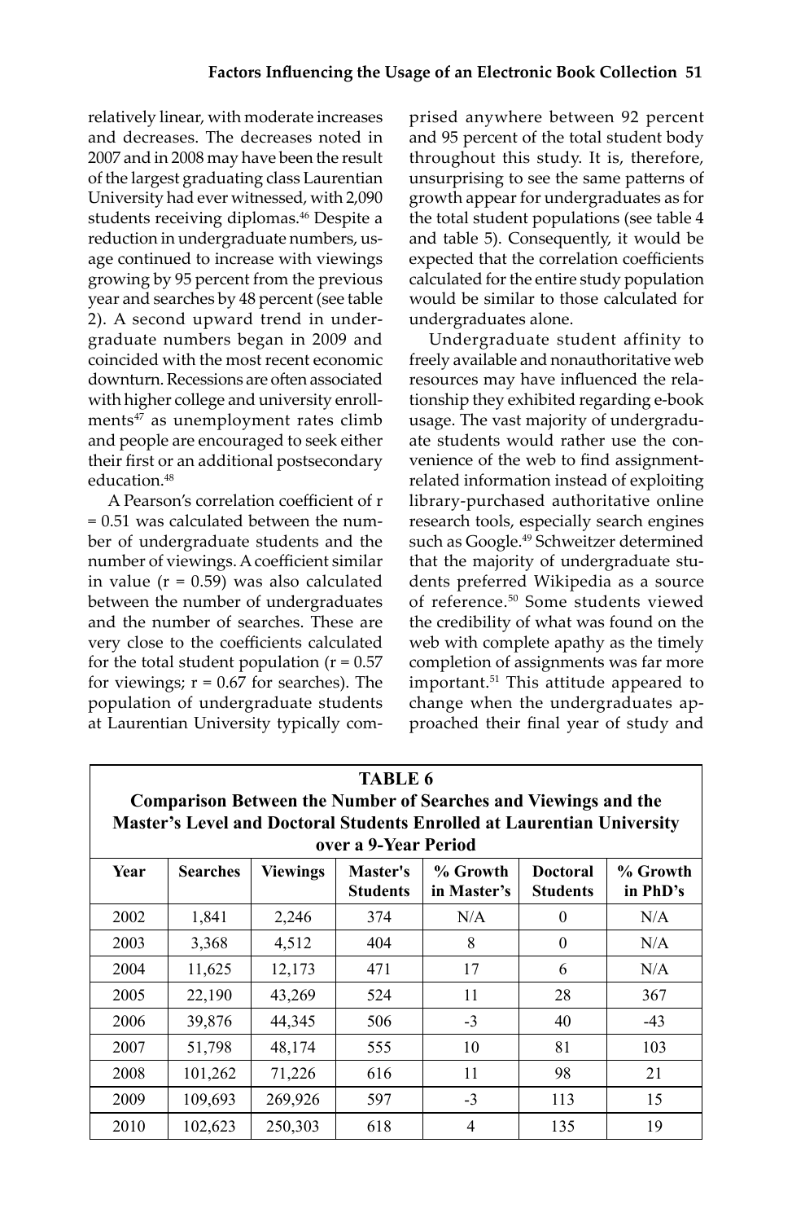relatively linear, with moderate increases and decreases. The decreases noted in 2007 and in 2008 may have been the result of the largest graduating class Laurentian University had ever witnessed, with 2,090 students receiving diplomas.[46] Despite a reduction in undergraduate numbers, usage continued to increase with viewings growing by 95 percent from the previous year and searches by 48 percent (see table 2). A second upward trend in undergraduate numbers began in 2009 and coincided with the most recent economic downturn. Recessions are often associated with higher college and university enrollments[47] as unemployment rates climb and people are encouraged to seek either their first or an additional postsecondary education.[48]

A Pearson's correlation coefficient of r = 0.51 was calculated between the number of undergraduate students and the number of viewings. A coefficient similar in value (r = 0.59) was also calculated between the number of undergraduates and the number of searches. These are very close to the coefficients calculated for the total student population (r = 0.57 for viewings; r = 0.67 for searches). The population of undergraduate students at Laurentian University typically comprised anywhere between 92 percent and 95 percent of the total student body throughout this study. It is, therefore, unsurprising to see the same patterns of growth appear for undergraduates as for the total student populations (see table 4 and table 5). Consequently, it would be expected that the correlation coefficients calculated for the entire study population would be similar to those calculated for undergraduates alone.

Undergraduate student affinity to freely available and nonauthoritative web resources may have influenced the relationship they exhibited regarding e-book usage. The vast majority of undergraduate students would rather use the convenience of the web to find assignment-related information instead of exploiting library-purchased authoritative online research tools, especially search engines such as Google.[49] Schweitzer determined that the majority of undergraduate students preferred Wikipedia as a source of reference.[50] Some students viewed the credibility of what was found on the web with complete apathy as the timely completion of assignments was far more important.[51] This attitude appeared to change when the undergraduates approached their final year of study and

**TABLE 6**
**Comparison Between the Number of Searches and Viewings and the Master's Level and Doctoral Students Enrolled at Laurentian University over a 9-Year Period**

| Year | Searches | Viewings | Master's Students | % Growth in Master's | Doctoral Students | % Growth in PhD's |
|---|---|---|---|---|---|---|
| 2002 | 1,841 | 2,246 | 374 | N/A | 0 | N/A |
| 2003 | 3,368 | 4,512 | 404 | 8 | 0 | N/A |
| 2004 | 11,625 | 12,173 | 471 | 17 | 6 | N/A |
| 2005 | 22,190 | 43,269 | 524 | 11 | 28 | 367 |
| 2006 | 39,876 | 44,345 | 506 | -3 | 40 | -43 |
| 2007 | 51,798 | 48,174 | 555 | 10 | 81 | 103 |
| 2008 | 101,262 | 71,226 | 616 | 11 | 98 | 21 |
| 2009 | 109,693 | 269,926 | 597 | -3 | 113 | 15 |
| 2010 | 102,623 | 250,303 | 618 | 4 | 135 | 19 |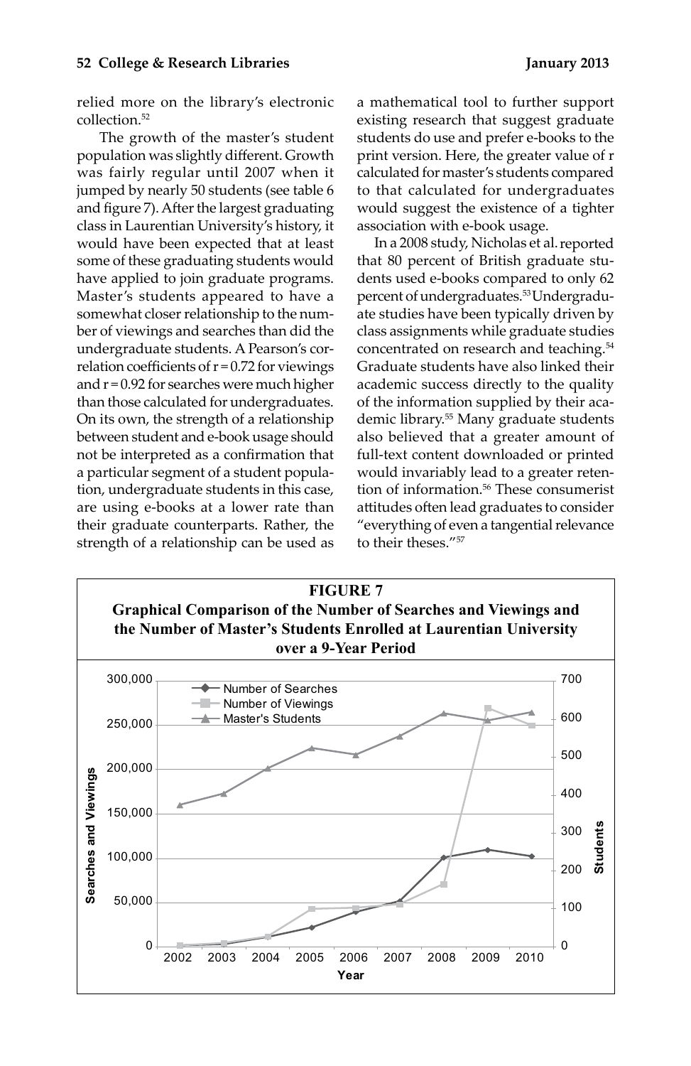relied more on the library's electronic collection.[52]

The growth of the master's student population was slightly different. Growth was fairly regular until 2007 when it jumped by nearly 50 students (see table 6 and figure 7). After the largest graduating class in Laurentian University's history, it would have been expected that at least some of these graduating students would have applied to join graduate programs. Master's students appeared to have a somewhat closer relationship to the number of viewings and searches than did the undergraduate students. A Pearson's correlation coefficients of $r = 0.72$ for viewings and $r = 0.92$ for searches were much higher than those calculated for undergraduates. On its own, the strength of a relationship between student and e-book usage should not be interpreted as a confirmation that a particular segment of a student population, undergraduate students in this case, are using e-books at a lower rate than their graduate counterparts. Rather, the strength of a relationship can be used as a mathematical tool to further support existing research that suggest graduate students do use and prefer e-books to the print version. Here, the greater value of r calculated for master's students compared to that calculated for undergraduates would suggest the existence of a tighter association with e-book usage.

In a 2008 study, Nicholas et al. reported that 80 percent of British graduate students used e-books compared to only 62 percent of undergraduates.[53] Undergraduate studies have been typically driven by class assignments while graduate studies concentrated on research and teaching.[54] Graduate students have also linked their academic success directly to the quality of the information supplied by their academic library.[55] Many graduate students also believed that a greater amount of full-text content downloaded or printed would invariably lead to a greater retention of information.[56] These consumerist attitudes often lead graduates to consider "everything of even a tangential relevance to their theses."[57]

**FIGURE 7**
**Graphical Comparison of the Number of Searches and Viewings and the Number of Master's Students Enrolled at Laurentian University over a 9-Year Period**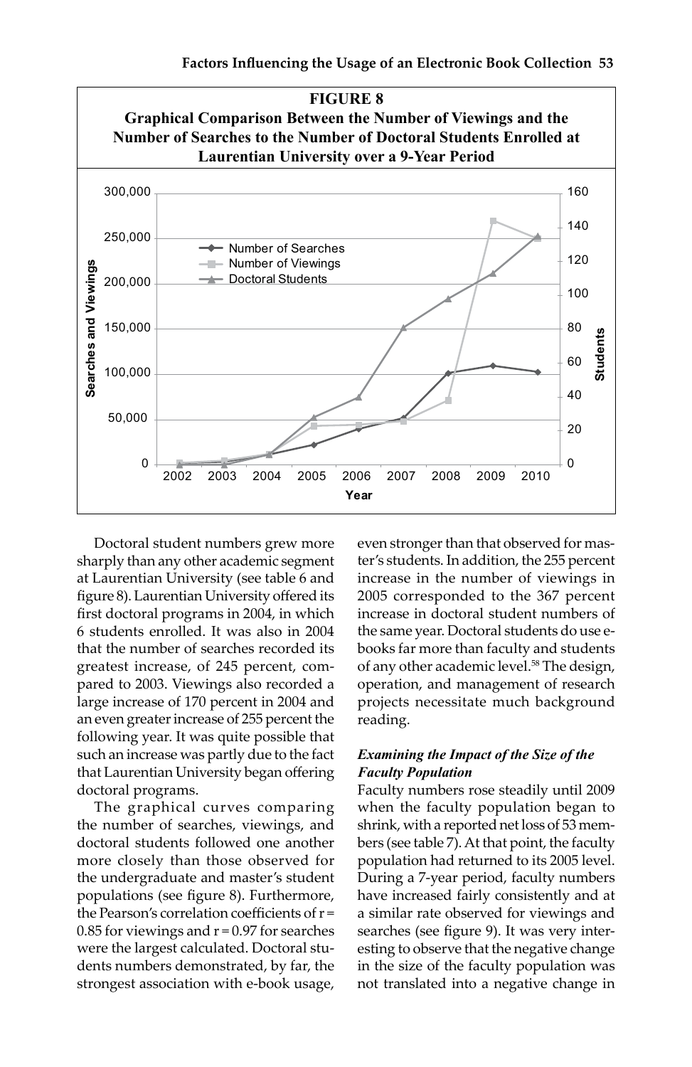**FIGURE 8**
**Graphical Comparison Between the Number of Viewings and the Number of Searches to the Number of Doctoral Students Enrolled at Laurentian University over a 9-Year Period**

Doctoral student numbers grew more sharply than any other academic segment at Laurentian University (see table 6 and figure 8). Laurentian University offered its first doctoral programs in 2004, in which 6 students enrolled. It was also in 2004 that the number of searches recorded its greatest increase, of 245 percent, compared to 2003. Viewings also recorded a large increase of 170 percent in 2004 and an even greater increase of 255 percent the following year. It was quite possible that such an increase was partly due to the fact that Laurentian University began offering doctoral programs.

The graphical curves comparing the number of searches, viewings, and doctoral students followed one another more closely than those observed for the undergraduate and master's student populations (see figure 8). Furthermore, the Pearson's correlation coefficients of $r = 0.85$ for viewings and $r = 0.97$ for searches were the largest calculated. Doctoral students numbers demonstrated, by far, the strongest association with e-book usage, even stronger than that observed for master's students. In addition, the 255 percent increase in the number of viewings in 2005 corresponded to the 367 percent increase in doctoral student numbers of the same year. Doctoral students do use e-books far more than faculty and students of any other academic level.[58] The design, operation, and management of research projects necessitate much background reading.

### *Examining the Impact of the Size of the Faculty Population*

Faculty numbers rose steadily until 2009 when the faculty population began to shrink, with a reported net loss of 53 members (see table 7). At that point, the faculty population had returned to its 2005 level. During a 7-year period, faculty numbers have increased fairly consistently and at a similar rate observed for viewings and searches (see figure 9). It was very interesting to observe that the negative change in the size of the faculty population was not translated into a negative change in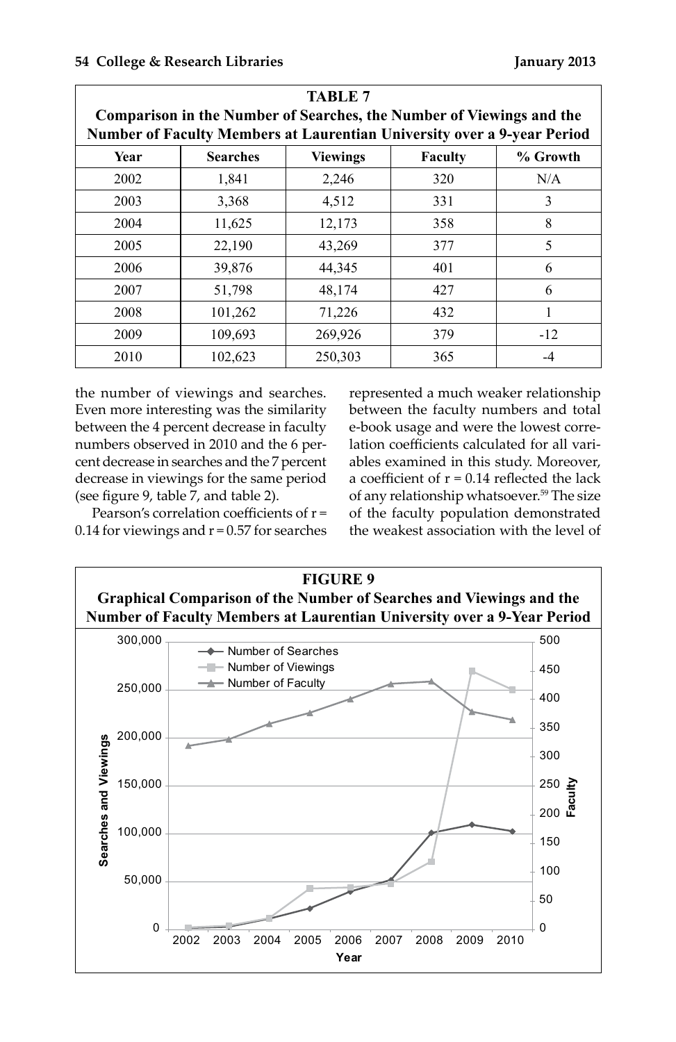**TABLE 7**

**Comparison in the Number of Searches, the Number of Viewings and the Number of Faculty Members at Laurentian University over a 9-year Period**

| Year | Searches | Viewings | Faculty | % Growth |
|---|---|---|---|---|
| 2002 | 1,841 | 2,246 | 320 | N/A |
| 2003 | 3,368 | 4,512 | 331 | 3 |
| 2004 | 11,625 | 12,173 | 358 | 8 |
| 2005 | 22,190 | 43,269 | 377 | 5 |
| 2006 | 39,876 | 44,345 | 401 | 6 |
| 2007 | 51,798 | 48,174 | 427 | 6 |
| 2008 | 101,262 | 71,226 | 432 | 1 |
| 2009 | 109,693 | 269,926 | 379 | -12 |
| 2010 | 102,623 | 250,303 | 365 | -4 |

the number of viewings and searches. Even more interesting was the similarity between the 4 percent decrease in faculty numbers observed in 2010 and the 6 percent decrease in searches and the 7 percent decrease in viewings for the same period (see figure 9, table 7, and table 2).

Pearson's correlation coefficients of $r = 0.14$ for viewings and $r = 0.57$ for searches represented a much weaker relationship between the faculty numbers and total e-book usage and were the lowest correlation coefficients calculated for all variables examined in this study. Moreover, a coefficient of $r = 0.14$ reflected the lack of any relationship whatsoever.[59] The size of the faculty population demonstrated the weakest association with the level of

**FIGURE 9**

**Graphical Comparison of the Number of Searches and Viewings and the Number of Faculty Members at Laurentian University over a 9-Year Period**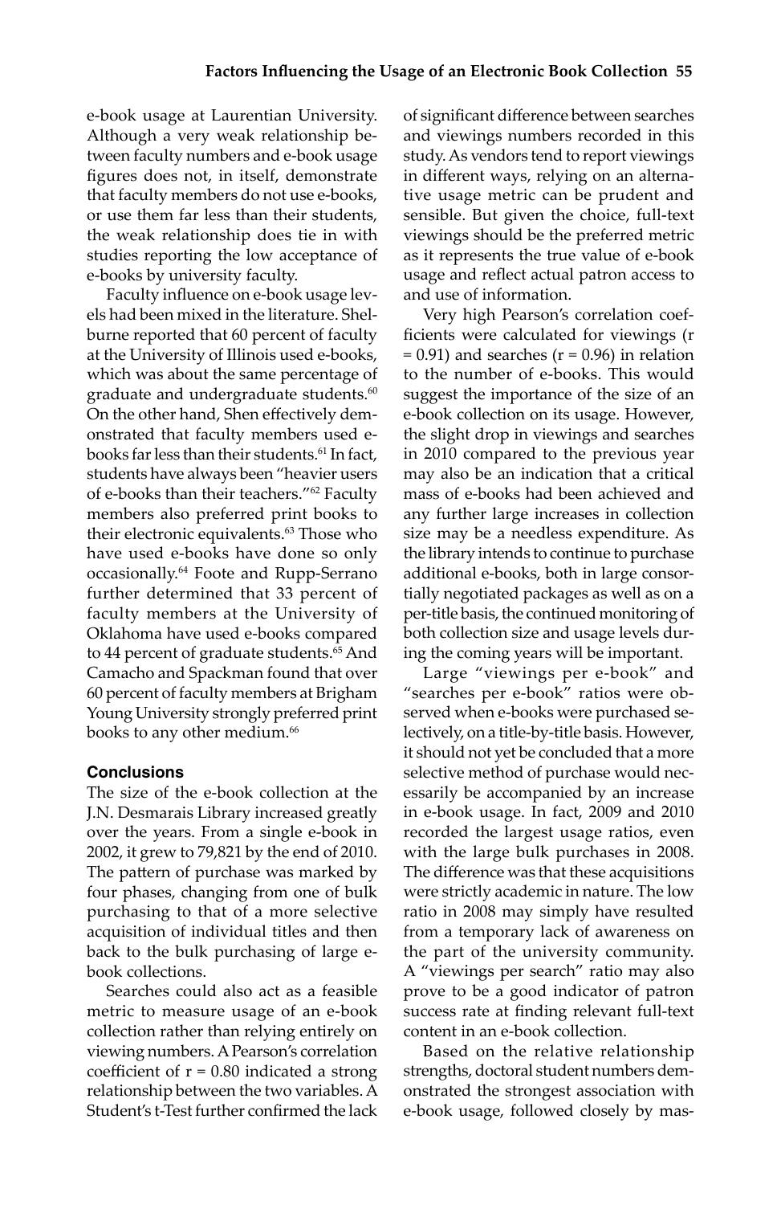e-book usage at Laurentian University. Although a very weak relationship between faculty numbers and e-book usage figures does not, in itself, demonstrate that faculty members do not use e-books, or use them far less than their students, the weak relationship does tie in with studies reporting the low acceptance of e-books by university faculty.

Faculty influence on e-book usage levels had been mixed in the literature. Shelburne reported that 60 percent of faculty at the University of Illinois used e-books, which was about the same percentage of graduate and undergraduate students.[60] On the other hand, Shen effectively demonstrated that faculty members used e-books far less than their students.[61] In fact, students have always been "heavier users of e-books than their teachers."[62] Faculty members also preferred print books to their electronic equivalents.[63] Those who have used e-books have done so only occasionally.[64] Foote and Rupp-Serrano further determined that 33 percent of faculty members at the University of Oklahoma have used e-books compared to 44 percent of graduate students.[65] And Camacho and Spackman found that over 60 percent of faculty members at Brigham Young University strongly preferred print books to any other medium.[66]

## Conclusions

The size of the e-book collection at the J.N. Desmarais Library increased greatly over the years. From a single e-book in 2002, it grew to 79,821 by the end of 2010. The pattern of purchase was marked by four phases, changing from one of bulk purchasing to that of a more selective acquisition of individual titles and then back to the bulk purchasing of large e-book collections.

Searches could also act as a feasible metric to measure usage of an e-book collection rather than relying entirely on viewing numbers. A Pearson's correlation coefficient of $r = 0.80$ indicated a strong relationship between the two variables. A Student's t-Test further confirmed the lack of significant difference between searches and viewings numbers recorded in this study. As vendors tend to report viewings in different ways, relying on an alternative usage metric can be prudent and sensible. But given the choice, full-text viewings should be the preferred metric as it represents the true value of e-book usage and reflect actual patron access to and use of information.

Very high Pearson's correlation coefficients were calculated for viewings ($r = 0.91$) and searches ($r = 0.96$) in relation to the number of e-books. This would suggest the importance of the size of an e-book collection on its usage. However, the slight drop in viewings and searches in 2010 compared to the previous year may also be an indication that a critical mass of e-books had been achieved and any further large increases in collection size may be a needless expenditure. As the library intends to continue to purchase additional e-books, both in large consortially negotiated packages as well as on a per-title basis, the continued monitoring of both collection size and usage levels during the coming years will be important.

Large "viewings per e-book" and "searches per e-book" ratios were observed when e-books were purchased selectively, on a title-by-title basis. However, it should not yet be concluded that a more selective method of purchase would necessarily be accompanied by an increase in e-book usage. In fact, 2009 and 2010 recorded the largest usage ratios, even with the large bulk purchases in 2008. The difference was that these acquisitions were strictly academic in nature. The low ratio in 2008 may simply have resulted from a temporary lack of awareness on the part of the university community. A "viewings per search" ratio may also prove to be a good indicator of patron success rate at finding relevant full-text content in an e-book collection.

Based on the relative relationship strengths, doctoral student numbers demonstrated the strongest association with e-book usage, followed closely by mas-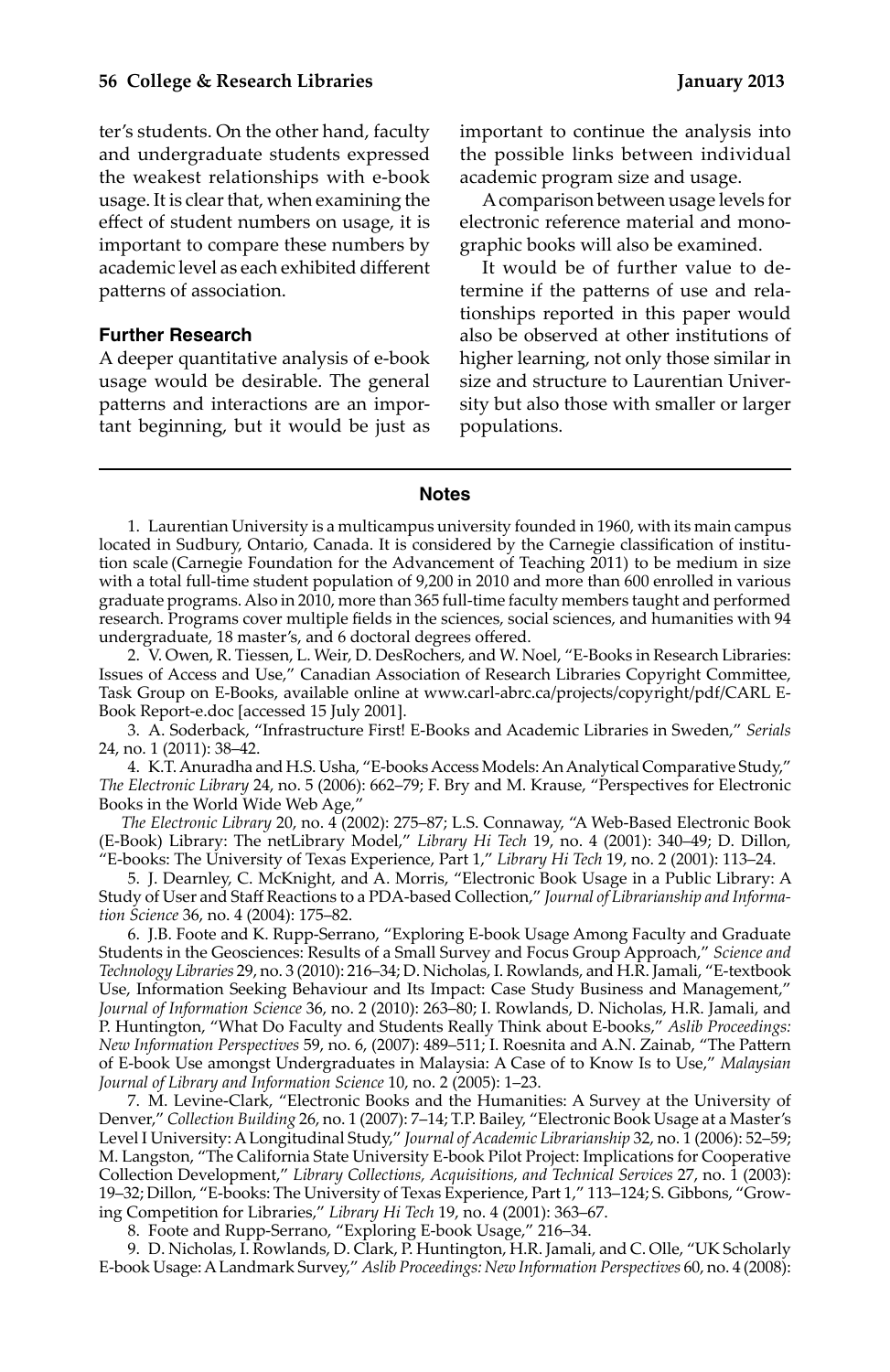ter's students. On the other hand, faculty and undergraduate students expressed the weakest relationships with e-book usage. It is clear that, when examining the effect of student numbers on usage, it is important to compare these numbers by academic level as each exhibited different patterns of association.

### Further Research

A deeper quantitative analysis of e-book usage would be desirable. The general patterns and interactions are an important beginning, but it would be just as important to continue the analysis into the possible links between individual academic program size and usage.

A comparison between usage levels for electronic reference material and monographic books will also be examined.

It would be of further value to determine if the patterns of use and relationships reported in this paper would also be observed at other institutions of higher learning, not only those similar in size and structure to Laurentian University but also those with smaller or larger populations.

### Notes

1. Laurentian University is a multicampus university founded in 1960, with its main campus located in Sudbury, Ontario, Canada. It is considered by the Carnegie classification of institution scale (Carnegie Foundation for the Advancement of Teaching 2011) to be medium in size with a total full-time student population of 9,200 in 2010 and more than 600 enrolled in various graduate programs. Also in 2010, more than 365 full-time faculty members taught and performed research. Programs cover multiple fields in the sciences, social sciences, and humanities with 94 undergraduate, 18 master's, and 6 doctoral degrees offered.

2. V. Owen, R. Tiessen, L. Weir, D. DesRochers, and W. Noel, "E-Books in Research Libraries: Issues of Access and Use," Canadian Association of Research Libraries Copyright Committee, Task Group on E-Books, available online at www.carl-abrc.ca/projects/copyright/pdf/CARL E-Book Report-e.doc [accessed 15 July 2001].

3. A. Soderback, "Infrastructure First! E-Books and Academic Libraries in Sweden," *Serials* 24, no. 1 (2011): 38–42.

4. K.T. Anuradha and H.S. Usha, "E-books Access Models: An Analytical Comparative Study," *The Electronic Library* 24, no. 5 (2006): 662–79; F. Bry and M. Krause, "Perspectives for Electronic Books in the World Wide Web Age," *The Electronic Library* 20, no. 4 (2002): 275–87; L.S. Connaway, "A Web-Based Electronic Book (E-Book) Library: The netLibrary Model," *Library Hi Tech* 19, no. 4 (2001): 340–49; D. Dillon, "E-books: The University of Texas Experience, Part 1," *Library Hi Tech* 19, no. 2 (2001): 113–24.

5. J. Dearnley, C. McKnight, and A. Morris, "Electronic Book Usage in a Public Library: A Study of User and Staff Reactions to a PDA-based Collection," *Journal of Librarianship and Information Science* 36, no. 4 (2004): 175–82.

6. J.B. Foote and K. Rupp-Serrano, "Exploring E-book Usage Among Faculty and Graduate Students in the Geosciences: Results of a Small Survey and Focus Group Approach," *Science and Technology Libraries* 29, no. 3 (2010): 216–34; D. Nicholas, I. Rowlands, and H.R. Jamali, "E-textbook Use, Information Seeking Behaviour and Its Impact: Case Study Business and Management," *Journal of Information Science* 36, no. 2 (2010): 263–80; I. Rowlands, D. Nicholas, H.R. Jamali, and P. Huntington, "What Do Faculty and Students Really Think about E-books," *Aslib Proceedings: New Information Perspectives* 59, no. 6, (2007): 489–511; I. Roesnita and A.N. Zainab, "The Pattern of E-book Use amongst Undergraduates in Malaysia: A Case of to Know Is to Use," *Malaysian Journal of Library and Information Science* 10, no. 2 (2005): 1–23.

7. M. Levine-Clark, "Electronic Books and the Humanities: A Survey at the University of Denver," *Collection Building* 26, no. 1 (2007): 7–14; T.P. Bailey, "Electronic Book Usage at a Master's Level I University: A Longitudinal Study," *Journal of Academic Librarianship* 32, no. 1 (2006): 52–59; M. Langston, "The California State University E-book Pilot Project: Implications for Cooperative Collection Development," *Library Collections, Acquisitions, and Technical Services* 27, no. 1 (2003): 19–32; Dillon, "E-books: The University of Texas Experience, Part 1," 113–124; S. Gibbons, "Growing Competition for Libraries," *Library Hi Tech* 19, no. 4 (2001): 363–67.

8. Foote and Rupp-Serrano, "Exploring E-book Usage," 216–34.

9. D. Nicholas, I. Rowlands, D. Clark, P. Huntington, H.R. Jamali, and C. Olle, "UK Scholarly E-book Usage: A Landmark Survey," *Aslib Proceedings: New Information Perspectives* 60, no. 4 (2008):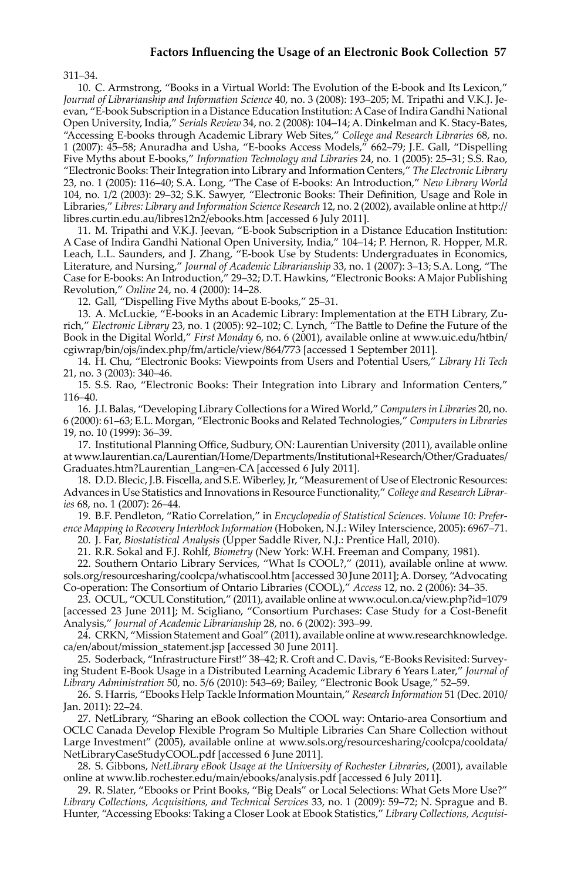311–34.

10. C. Armstrong, "Books in a Virtual World: The Evolution of the E-book and Its Lexicon," *Journal of Librarianship and Information Science* 40, no. 3 (2008): 193–205; M. Tripathi and V.K.J. Jeevan, "E-book Subscription in a Distance Education Institution: A Case of Indira Gandhi National Open University, India," *Serials Review* 34, no. 2 (2008): 104–14; A. Dinkelman and K. Stacy-Bates, "Accessing E-books through Academic Library Web Sites," *College and Research Libraries* 68, no. 1 (2007): 45–58; Anuradha and Usha, "E-books Access Models," 662–79; J.E. Gall, "Dispelling Five Myths about E-books," *Information Technology and Libraries* 24, no. 1 (2005): 25–31; S.S. Rao, "Electronic Books: Their Integration into Library and Information Centers," *The Electronic Library* 23, no. 1 (2005): 116–40; S.A. Long, "The Case of E-books: An Introduction," *New Library World* 104, no. 1/2 (2003): 29–32; S.K. Sawyer, "Electronic Books: Their Definition, Usage and Role in Libraries," *Libres: Library and Information Science Research* 12, no. 2 (2002), available online at http://libres.curtin.edu.au/libres12n2/ebooks.htm [accessed 6 July 2011].

11. M. Tripathi and V.K.J. Jeevan, "E-book Subscription in a Distance Education Institution: A Case of Indira Gandhi National Open University, India," 104–14; P. Hernon, R. Hopper, M.R. Leach, L.L. Saunders, and J. Zhang, "E-book Use by Students: Undergraduates in Economics, Literature, and Nursing," *Journal of Academic Librarianship* 33, no. 1 (2007): 3–13; S.A. Long, "The Case for E-books: An Introduction," 29–32; D.T. Hawkins, "Electronic Books: A Major Publishing Revolution," *Online* 24, no. 4 (2000): 14–28.

12. Gall, "Dispelling Five Myths about E-books," 25–31.

13. A. McLuckie, "E-books in an Academic Library: Implementation at the ETH Library, Zurich," *Electronic Library* 23, no. 1 (2005): 92–102; C. Lynch, "The Battle to Define the Future of the Book in the Digital World," *First Monday* 6, no. 6 (2001), available online at www.uic.edu/htbin/cgiwrap/bin/ojs/index.php/fm/article/view/864/773 [accessed 1 September 2011].

14. H. Chu, "Electronic Books: Viewpoints from Users and Potential Users," *Library Hi Tech* 21, no. 3 (2003): 340–46.

15. S.S. Rao, "Electronic Books: Their Integration into Library and Information Centers," 116–40.

16. J.I. Balas, "Developing Library Collections for a Wired World," *Computers in Libraries* 20, no. 6 (2000): 61–63; E.L. Morgan, "Electronic Books and Related Technologies," *Computers in Libraries* 19, no. 10 (1999): 36–39.

17. Institutional Planning Office, Sudbury, ON: Laurentian University (2011), available online at www.laurentian.ca/Laurentian/Home/Departments/Institutional+Research/Other/Graduates/Graduates.htm?Laurentian_Lang=en-CA [accessed 6 July 2011].

18. D.D. Blecic, J.B. Fiscella, and S.E. Wiberley, Jr, "Measurement of Use of Electronic Resources: Advances in Use Statistics and Innovations in Resource Functionality," *College and Research Libraries* 68, no. 1 (2007): 26–44.

19. B.F. Pendleton, "Ratio Correlation," in *Encyclopedia of Statistical Sciences. Volume 10: Preference Mapping to Recovery Interblock Information* (Hoboken, N.J.: Wiley Interscience, 2005): 6967–71.

20. J. Far, *Biostatistical Analysis* (Upper Saddle River, N.J.: Prentice Hall, 2010).

21. R.R. Sokal and F.J. Rohlf, *Biometry* (New York: W.H. Freeman and Company, 1981).

22. Southern Ontario Library Services, "What Is COOL?," (2011), available online at www.sols.org/resourcesharing/coolcpa/whatiscool.htm [accessed 30 June 2011]; A. Dorsey, "Advocating Co-operation: The Consortium of Ontario Libraries (COOL)," *Access* 12, no. 2 (2006): 34–35.

23. OCUL, "OCUL Constitution," (2011), available online at www.ocul.on.ca/view.php?id=1079 [accessed 23 June 2011]; M. Scigliano, "Consortium Purchases: Case Study for a Cost-Benefit Analysis," *Journal of Academic Librarianship* 28, no. 6 (2002): 393–99.

24. CRKN, "Mission Statement and Goal" (2011), available online at www.researchknowledge.ca/en/about/mission_statement.jsp [accessed 30 June 2011].

25. Soderback, "Infrastructure First!" 38–42; R. Croft and C. Davis, "E-Books Revisited: Surveying Student E-Book Usage in a Distributed Learning Academic Library 6 Years Later," *Journal of Library Administration* 50, no. 5/6 (2010): 543–69; Bailey, "Electronic Book Usage," 52–59.

26. S. Harris, "Ebooks Help Tackle Information Mountain," *Research Information* 51 (Dec. 2010/Jan. 2011): 22–24.

27. NetLibrary, "Sharing an eBook collection the COOL way: Ontario-area Consortium and OCLC Canada Develop Flexible Program So Multiple Libraries Can Share Collection without Large Investment" (2005), available online at www.sols.org/resourcesharing/coolcpa/cooldata/NetLibraryCaseStudyCOOL.pdf [accessed 6 June 2011].

28. S. Gibbons, *NetLibrary eBook Usage at the University of Rochester Libraries*, (2001), available online at www.lib.rochester.edu/main/ebooks/analysis.pdf [accessed 6 July 2011].

29. R. Slater, "Ebooks or Print Books, "Big Deals" or Local Selections: What Gets More Use?" *Library Collections, Acquisitions, and Technical Services* 33, no. 1 (2009): 59–72; N. Sprague and B. Hunter, "Accessing Ebooks: Taking a Closer Look at Ebook Statistics," *Library Collections, Acquisi-*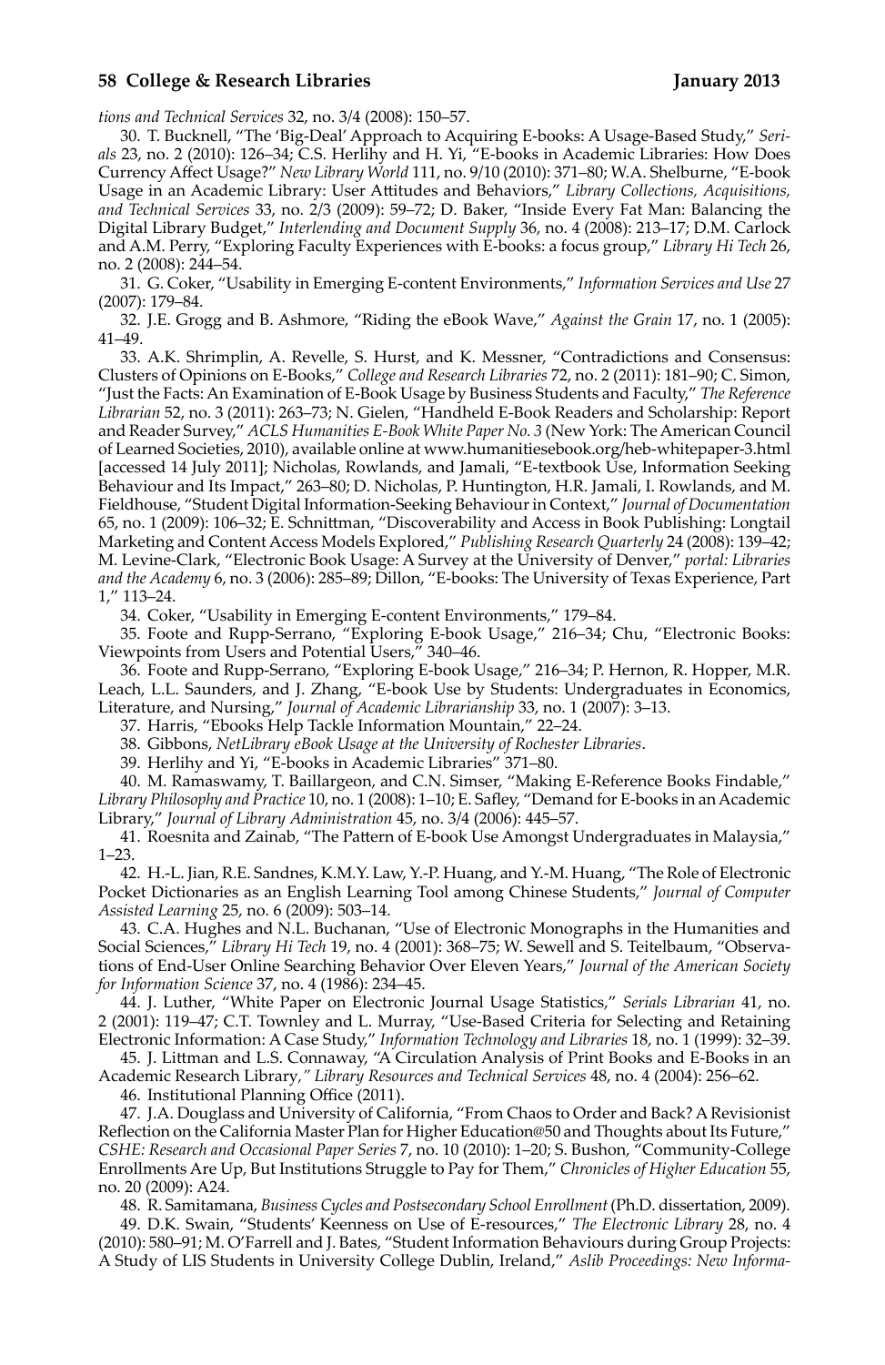*tions and Technical Services* 32, no. 3/4 (2008): 150–57.

30. T. Bucknell, "The 'Big-Deal' Approach to Acquiring E-books: A Usage-Based Study," *Serials* 23, no. 2 (2010): 126–34; C.S. Herlihy and H. Yi, "E-books in Academic Libraries: How Does Currency Affect Usage?" *New Library World* 111, no. 9/10 (2010): 371–80; W.A. Shelburne, "E-book Usage in an Academic Library: User Attitudes and Behaviors," *Library Collections, Acquisitions, and Technical Services* 33, no. 2/3 (2009): 59–72; D. Baker, "Inside Every Fat Man: Balancing the Digital Library Budget," *Interlending and Document Supply* 36, no. 4 (2008): 213–17; D.M. Carlock and A.M. Perry, "Exploring Faculty Experiences with E-books: a focus group," *Library Hi Tech* 26, no. 2 (2008): 244–54.

31. G. Coker, "Usability in Emerging E-content Environments," *Information Services and Use* 27 (2007): 179–84.

32. J.E. Grogg and B. Ashmore, "Riding the eBook Wave," *Against the Grain* 17, no. 1 (2005): 41–49.

33. A.K. Shrimplin, A. Revelle, S. Hurst, and K. Messner, "Contradictions and Consensus: Clusters of Opinions on E-Books," *College and Research Libraries* 72, no. 2 (2011): 181–90; C. Simon, "Just the Facts: An Examination of E-Book Usage by Business Students and Faculty," *The Reference Librarian* 52, no. 3 (2011): 263–73; N. Gielen, "Handheld E-Book Readers and Scholarship: Report and Reader Survey," *ACLS Humanities E-Book White Paper No. 3* (New York: The American Council of Learned Societies, 2010), available online at www.humanitiesebook.org/heb-whitepaper-3.html [accessed 14 July 2011]; Nicholas, Rowlands, and Jamali, "E-textbook Use, Information Seeking Behaviour and Its Impact," 263–80; D. Nicholas, P. Huntington, H.R. Jamali, I. Rowlands, and M. Fieldhouse, "Student Digital Information-Seeking Behaviour in Context," *Journal of Documentation* 65, no. 1 (2009): 106–32; E. Schnittman, "Discoverability and Access in Book Publishing: Longtail Marketing and Content Access Models Explored," *Publishing Research Quarterly* 24 (2008): 139–42; M. Levine-Clark, "Electronic Book Usage: A Survey at the University of Denver," *portal: Libraries and the Academy* 6, no. 3 (2006): 285–89; Dillon, "E-books: The University of Texas Experience, Part 1," 113–24.

34. Coker, "Usability in Emerging E-content Environments," 179–84.

35. Foote and Rupp-Serrano, "Exploring E-book Usage," 216–34; Chu, "Electronic Books: Viewpoints from Users and Potential Users," 340–46.

36. Foote and Rupp-Serrano, "Exploring E-book Usage," 216–34; P. Hernon, R. Hopper, M.R. Leach, L.L. Saunders, and J. Zhang, "E-book Use by Students: Undergraduates in Economics, Literature, and Nursing," *Journal of Academic Librarianship* 33, no. 1 (2007): 3–13.

37. Harris, "Ebooks Help Tackle Information Mountain," 22–24.

38. Gibbons, *NetLibrary eBook Usage at the University of Rochester Libraries*.

39. Herlihy and Yi, "E-books in Academic Libraries" 371–80.

40. M. Ramaswamy, T. Baillargeon, and C.N. Simser, "Making E-Reference Books Findable," *Library Philosophy and Practice* 10, no. 1 (2008): 1–10; E. Safley, "Demand for E-books in an Academic Library," *Journal of Library Administration* 45, no. 3/4 (2006): 445–57.

41. Roesnita and Zainab, "The Pattern of E-book Use Amongst Undergraduates in Malaysia," 1–23.

42. H.-L. Jian, R.E. Sandnes, K.M.Y. Law, Y.-P. Huang, and Y.-M. Huang, "The Role of Electronic Pocket Dictionaries as an English Learning Tool among Chinese Students," *Journal of Computer Assisted Learning* 25, no. 6 (2009): 503–14.

43. C.A. Hughes and N.L. Buchanan, "Use of Electronic Monographs in the Humanities and Social Sciences," *Library Hi Tech* 19, no. 4 (2001): 368–75; W. Sewell and S. Teitelbaum, "Observations of End-User Online Searching Behavior Over Eleven Years," *Journal of the American Society for Information Science* 37, no. 4 (1986): 234–45.

44. J. Luther, "White Paper on Electronic Journal Usage Statistics," *Serials Librarian* 41, no. 2 (2001): 119–47; C.T. Townley and L. Murray, "Use-Based Criteria for Selecting and Retaining Electronic Information: A Case Study," *Information Technology and Libraries* 18, no. 1 (1999): 32–39.

45. J. Littman and L.S. Connaway, "A Circulation Analysis of Print Books and E-Books in an Academic Research Library," *Library Resources and Technical Services* 48, no. 4 (2004): 256–62.

46. Institutional Planning Office (2011).

47. J.A. Douglass and University of California, "From Chaos to Order and Back? A Revisionist Reflection on the California Master Plan for Higher Education@50 and Thoughts about Its Future," *CSHE: Research and Occasional Paper Series* 7, no. 10 (2010): 1–20; S. Bushon, "Community-College Enrollments Are Up, But Institutions Struggle to Pay for Them," *Chronicles of Higher Education* 55, no. 20 (2009): A24.

48. R. Samitamana, *Business Cycles and Postsecondary School Enrollment* (Ph.D. dissertation, 2009).

49. D.K. Swain, "Students' Keenness on Use of E-resources," *The Electronic Library* 28, no. 4 (2010): 580–91; M. O'Farrell and J. Bates, "Student Information Behaviours during Group Projects: A Study of LIS Students in University College Dublin, Ireland," *Aslib Proceedings: New Informa-*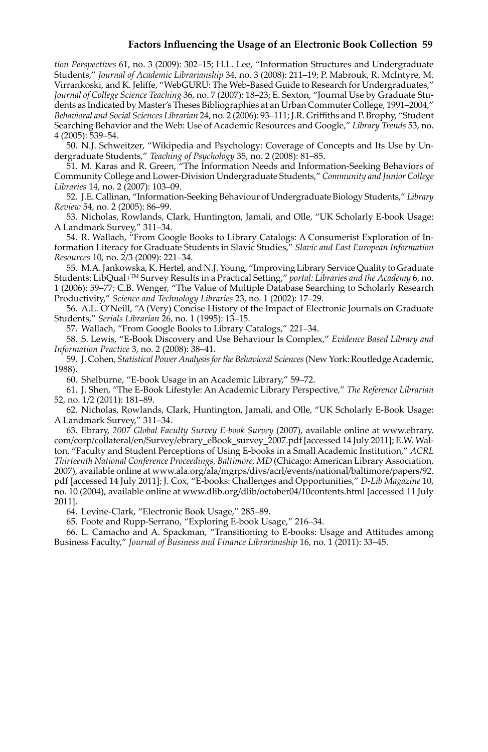*tion Perspectives* 61, no. 3 (2009): 302–15; H.L. Lee, "Information Structures and Undergraduate Students," *Journal of Academic Librarianship* 34, no. 3 (2008): 211–19; P. Mabrouk, R. McIntyre, M. Virrankoski, and K. Jeliffe, "WebGURU: The Web-Based Guide to Research for Undergraduates," *Journal of College Science Teaching* 36, no. 7 (2007): 18–23; E. Sexton, "Journal Use by Graduate Students as Indicated by Master's Theses Bibliographies at an Urban Commuter College, 1991–2004," *Behavioral and Social Sciences Librarian* 24, no. 2 (2006): 93–111; J.R. Griffiths and P. Brophy, "Student Searching Behavior and the Web: Use of Academic Resources and Google," *Library Trends* 53, no. 4 (2005): 539–54.

50. N.J. Schweitzer, "Wikipedia and Psychology: Coverage of Concepts and Its Use by Undergraduate Students," *Teaching of Psychology* 35, no. 2 (2008): 81–85.

51. M. Karas and R. Green, "The Information Needs and Information-Seeking Behaviors of Community College and Lower-Division Undergraduate Students," *Community and Junior College Libraries* 14, no. 2 (2007): 103–09.

52. J.E. Callinan, "Information-Seeking Behaviour of Undergraduate Biology Students," *Library Review* 54, no. 2 (2005): 86–99.

53. Nicholas, Rowlands, Clark, Huntington, Jamali, and Olle, "UK Scholarly E-book Usage: A Landmark Survey," 311–34.

54. R. Wallach, "From Google Books to Library Catalogs: A Consumerist Exploration of Information Literacy for Graduate Students in Slavic Studies," *Slavic and East European Information Resources* 10, no. 2/3 (2009): 221–34.

55. M.A. Jankowska, K. Hertel, and N.J. Young, "Improving Library Service Quality to Graduate Students: LibQual+™ Survey Results in a Practical Setting," *portal: Libraries and the Academy* 6, no. 1 (2006): 59–77; C.B. Wenger, "The Value of Multiple Database Searching to Scholarly Research Productivity," *Science and Technology Libraries* 23, no. 1 (2002): 17–29.

56. A.L. O'Neill, "A (Very) Concise History of the Impact of Electronic Journals on Graduate Students," *Serials Librarian* 26, no. 1 (1995): 13–15.

57. Wallach, "From Google Books to Library Catalogs," 221–34.

58. S. Lewis, "E-Book Discovery and Use Behaviour Is Complex," *Evidence Based Library and Information Practice* 3, no. 2 (2008): 38–41.

59. J. Cohen, *Statistical Power Analysis for the Behavioral Sciences* (New York: Routledge Academic, 1988).

60. Shelburne, "E-book Usage in an Academic Library," 59–72.

61. J. Shen, "The E-Book Lifestyle: An Academic Library Perspective," *The Reference Librarian* 52, no. 1/2 (2011): 181–89.

62. Nicholas, Rowlands, Clark, Huntington, Jamali, and Olle, "UK Scholarly E-Book Usage: A Landmark Survey," 311–34.

63. Ebrary, *2007 Global Faculty Survey E-book Survey* (2007), available online at www.ebrary.com/corp/collateral/en/Survey/ebrary_eBook_survey_2007.pdf [accessed 14 July 2011]; E.W. Walton, "Faculty and Student Perceptions of Using E-books in a Small Academic Institution," *ACRL Thirteenth National Conference Proceedings, Baltimore, MD* (Chicago: American Library Association, 2007), available online at www.ala.org/ala/mgrps/divs/acrl/events/national/baltimore/papers/92.pdf [accessed 14 July 2011]; J. Cox, "E-books: Challenges and Opportunities," *D-Lib Magazine* 10, no. 10 (2004), available online at www.dlib.org/dlib/october04/10contents.html [accessed 11 July 2011].

64. Levine-Clark, "Electronic Book Usage," 285–89.

65. Foote and Rupp-Serrano, "Exploring E-book Usage," 216–34.

66. L. Camacho and A. Spackman, "Transitioning to E-books: Usage and Attitudes among Business Faculty," *Journal of Business and Finance Librarianship* 16, no. 1 (2011): 33–45.